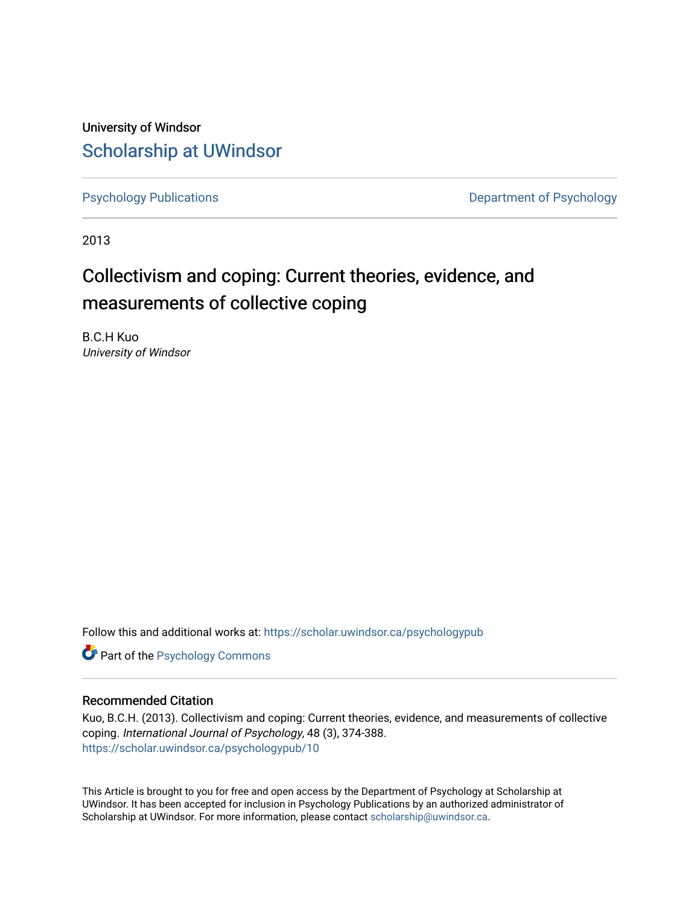University of Windsor

# Scholarship at UWindsor

Psychology Publications

Department of Psychology

2013

## Collectivism and coping: Current theories, evidence, and measurements of collective coping

B.C.H Kuo
*University of Windsor*

Follow this and additional works at: https://scholar.uwindsor.ca/psychologypub

Part of the Psychology Commons

### Recommended Citation

Kuo, B.C.H. (2013). Collectivism and coping: Current theories, evidence, and measurements of collective coping. *International Journal of Psychology*, 48 (3), 374-388.
https://scholar.uwindsor.ca/psychologypub/10

This Article is brought to you for free and open access by the Department of Psychology at Scholarship at UWindsor. It has been accepted for inclusion in Psychology Publications by an authorized administrator of Scholarship at UWindsor. For more information, please contact scholarship@uwindsor.ca.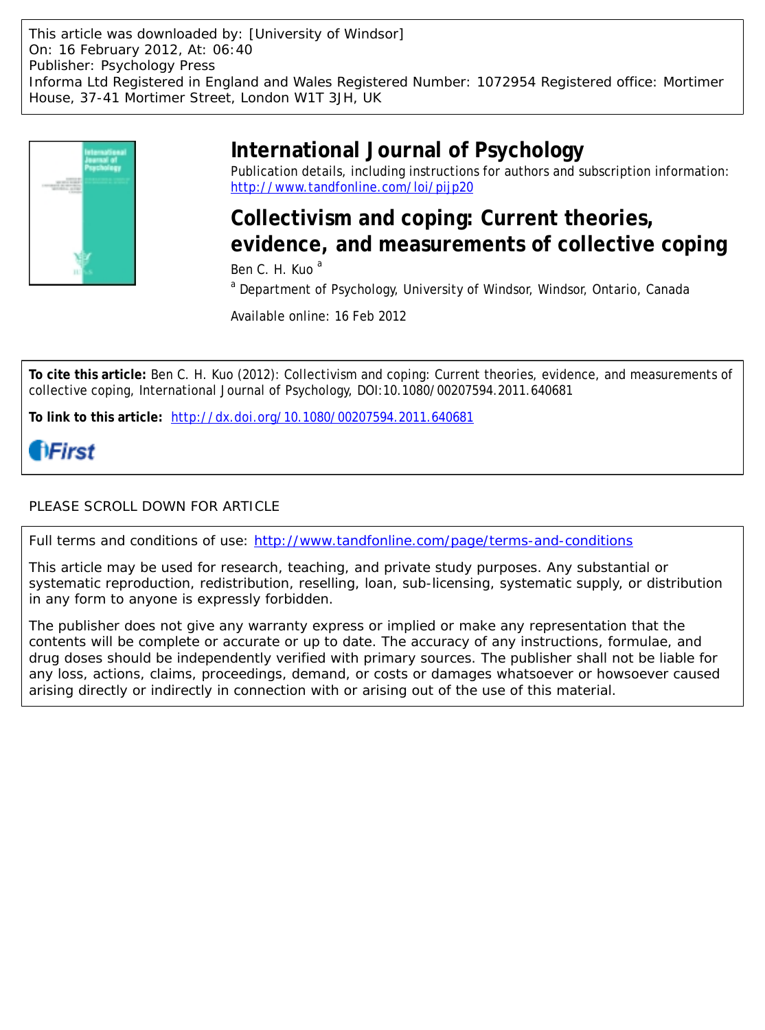This article was downloaded by: [University of Windsor]
On: 16 February 2012, At: 06:40
Publisher: Psychology Press
Informa Ltd Registered in England and Wales Registered Number: 1072954 Registered office: Mortimer House, 37-41 Mortimer Street, London W1T 3JH, UK

# International Journal of Psychology

Publication details, including instructions for authors and subscription information:
http://www.tandfonline.com/loi/pijp20

## Collectivism and coping: Current theories, evidence, and measurements of collective coping

Ben C. H. Kuo [a]

[a] Department of Psychology, University of Windsor, Windsor, Ontario, Canada

Available online: 16 Feb 2012

**To cite this article:** Ben C. H. Kuo (2012): Collectivism and coping: Current theories, evidence, and measurements of collective coping, International Journal of Psychology, DOI:10.1080/00207594.2011.640681

**To link to this article:** http://dx.doi.org/10.1080/00207594.2011.640681

iFirst

PLEASE SCROLL DOWN FOR ARTICLE

Full terms and conditions of use: http://www.tandfonline.com/page/terms-and-conditions

This article may be used for research, teaching, and private study purposes. Any substantial or systematic reproduction, redistribution, reselling, loan, sub-licensing, systematic supply, or distribution in any form to anyone is expressly forbidden.

The publisher does not give any warranty express or implied or make any representation that the contents will be complete or accurate or up to date. The accuracy of any instructions, formulae, and drug doses should be independently verified with primary sources. The publisher shall not be liable for any loss, actions, claims, proceedings, demand, or costs or damages whatsoever or howsoever caused arising directly or indirectly in connection with or arising out of the use of this material.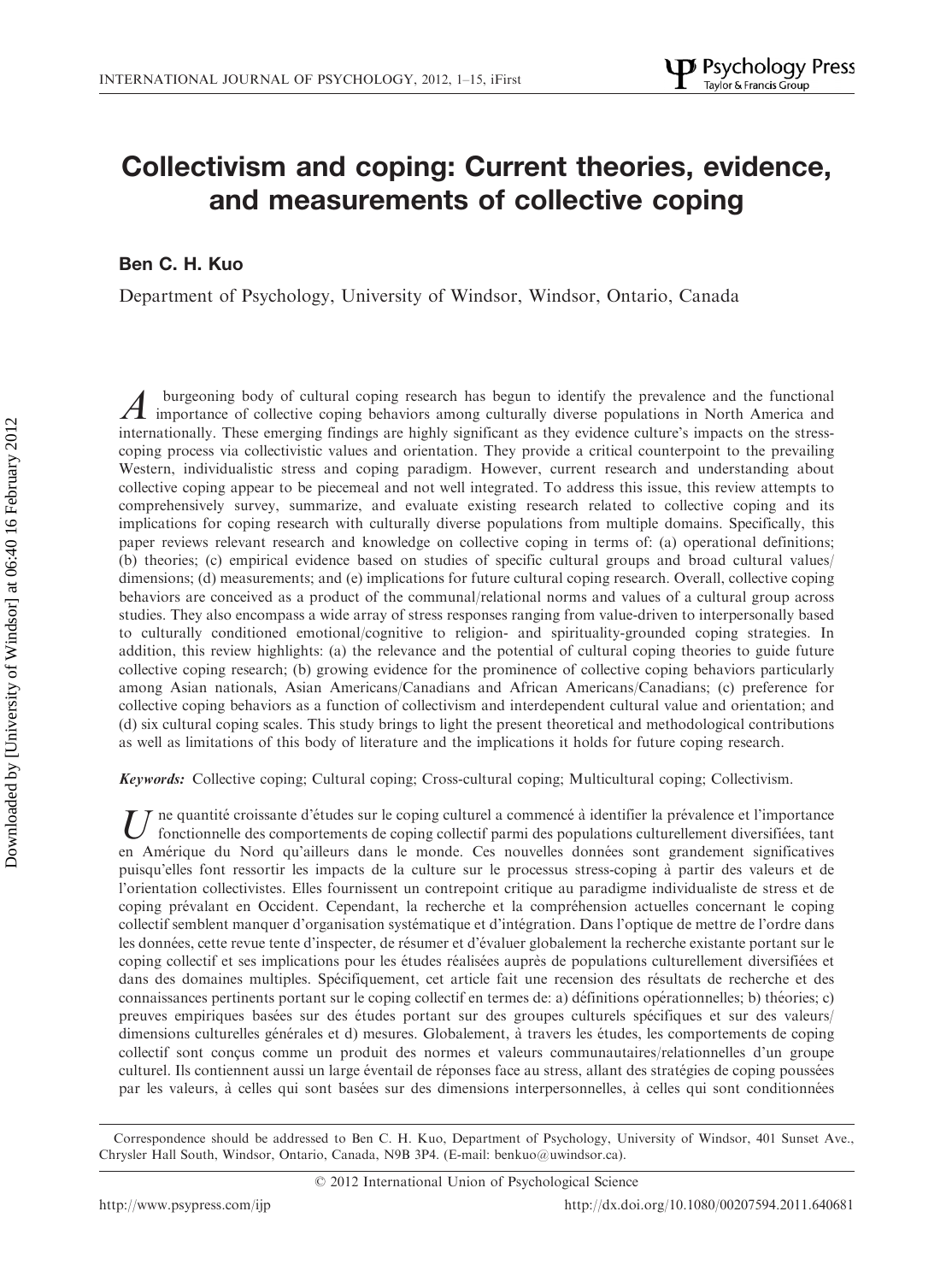# Collectivism and coping: Current theories, evidence, and measurements of collective coping

**Ben C. H. Kuo**

Department of Psychology, University of Windsor, Windsor, Ontario, Canada

A burgeoning body of cultural coping research has begun to identify the prevalence and the functional importance of collective coping behaviors among culturally diverse populations in North America and internationally. These emerging findings are highly significant as they evidence culture's impacts on the stress-coping process via collectivistic values and orientation. They provide a critical counterpoint to the prevailing Western, individualistic stress and coping paradigm. However, current research and understanding about collective coping appear to be piecemeal and not well integrated. To address this issue, this review attempts to comprehensively survey, summarize, and evaluate existing research related to collective coping and its implications for coping research with culturally diverse populations from multiple domains. Specifically, this paper reviews relevant research and knowledge on collective coping in terms of: (a) operational definitions; (b) theories; (c) empirical evidence based on studies of specific cultural groups and broad cultural values/dimensions; (d) measurements; and (e) implications for future cultural coping research. Overall, collective coping behaviors are conceived as a product of the communal/relational norms and values of a cultural group across studies. They also encompass a wide array of stress responses ranging from value-driven to interpersonally based to culturally conditioned emotional/cognitive to religion- and spirituality-grounded coping strategies. In addition, this review highlights: (a) the relevance and the potential of cultural coping theories to guide future collective coping research; (b) growing evidence for the prominence of collective coping behaviors particularly among Asian nationals, Asian Americans/Canadians and African Americans/Canadians; (c) preference for collective coping behaviors as a function of collectivism and interdependent cultural value and orientation; and (d) six cultural coping scales. This study brings to light the present theoretical and methodological contributions as well as limitations of this body of literature and the implications it holds for future coping research.

*Keywords:* Collective coping; Cultural coping; Cross-cultural coping; Multicultural coping; Collectivism.

Une quantité croissante d'études sur le coping culturel a commencé à identifier la prévalence et l'importance fonctionnelle des comportements de coping collectif parmi des populations culturellement diversifiées, tant en Amérique du Nord qu'ailleurs dans le monde. Ces nouvelles données sont grandement significatives puisqu'elles font ressortir les impacts de la culture sur le processus stress-coping à partir des valeurs et de l'orientation collectivistes. Elles fournissent un contrepoint critique au paradigme individualiste de stress et de coping prévalant en Occident. Cependant, la recherche et la compréhension actuelles concernant le coping collectif semblent manquer d'organisation systématique et d'intégration. Dans l'optique de mettre de l'ordre dans les données, cette revue tente d'inspecter, de résumer et d'évaluer globalement la recherche existante portant sur le coping collectif et ses implications pour les études réalisées auprès de populations culturellement diversifiées et dans des domaines multiples. Spécifiquement, cet article fait une recension des résultats de recherche et des connaissances pertinents portant sur le coping collectif en termes de: a) définitions opérationnelles; b) théories; c) preuves empiriques basées sur des études portant sur des groupes culturels spécifiques et sur des valeurs/dimensions culturelles générales et d) mesures. Globalement, à travers les études, les comportements de coping collectif sont conçus comme un produit des normes et valeurs communautaires/relationnelles d'un groupe culturel. Ils contiennent aussi un large éventail de réponses face au stress, allant des stratégies de coping poussées par les valeurs, à celles qui sont basées sur des dimensions interpersonnelles, à celles qui sont conditionnées

Correspondence should be addressed to Ben C. H. Kuo, Department of Psychology, University of Windsor, 401 Sunset Ave., Chrysler Hall South, Windsor, Ontario, Canada, N9B 3P4. (E-mail: benkuo@uwindsor.ca).

© 2012 International Union of Psychological Science

http://www.psypress.com/ijp http://dx.doi.org/10.1080/00207594.2011.640681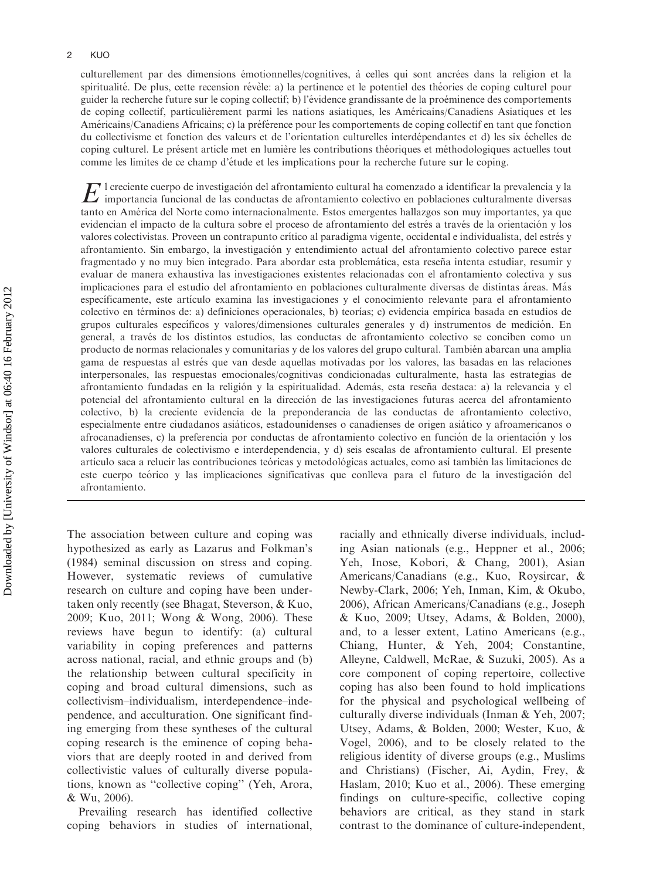culturellement par des dimensions émotionnelles/cognitives, à celles qui sont ancrées dans la religion et la spiritualité. De plus, cette recension révèle: a) la pertinence et le potentiel des théories de coping culturel pour guider la recherche future sur le coping collectif; b) l'évidence grandissante de la proéminence des comportements de coping collectif, particulièrement parmi les nations asiatiques, les Américains/Canadiens Asiatiques et les Américains/Canadiens Africains; c) la préférence pour les comportements de coping collectif en tant que fonction du collectivisme et fonction des valeurs et de l'orientation culturelles interdépendantes et d) les six échelles de coping culturel. Le présent article met en lumière les contributions théoriques et méthodologiques actuelles tout comme les limites de ce champ d'étude et les implications pour la recherche future sur le coping.

El creciente cuerpo de investigación del afrontamiento cultural ha comenzado a identificar la prevalencia y la importancia funcional de las conductas de afrontamiento colectivo en poblaciones culturalmente diversas tanto en América del Norte como internacionalmente. Estos emergentes hallazgos son muy importantes, ya que evidencian el impacto de la cultura sobre el proceso de afrontamiento del estrés a través de la orientación y los valores colectivistas. Proveen un contrapunto crítico al paradigma vigente, occidental e individualista, del estrés y afrontamiento. Sin embargo, la investigación y entendimiento actual del afrontamiento colectivo parece estar fragmentado y no muy bien integrado. Para abordar esta problemática, esta reseña intenta estudiar, resumir y evaluar de manera exhaustiva las investigaciones existentes relacionadas con el afrontamiento colectiva y sus implicaciones para el estudio del afrontamiento en poblaciones culturalmente diversas de distintas áreas. Más específicamente, este artículo examina las investigaciones y el conocimiento relevante para el afrontamiento colectivo en términos de: a) definiciones operacionales, b) teorías; c) evidencia empírica basada en estudios de grupos culturales específicos y valores/dimensiones culturales generales y d) instrumentos de medición. En general, a través de los distintos estudios, las conductas de afrontamiento colectivo se conciben como un producto de normas relacionales y comunitarias y de los valores del grupo cultural. También abarcan una amplia gama de respuestas al estrés que van desde aquellas motivadas por los valores, las basadas en las relaciones interpersonales, las respuestas emocionales/cognitivas condicionadas culturalmente, hasta las estrategias de afrontamiento fundadas en la religión y la espiritualidad. Además, esta reseña destaca: a) la relevancia y el potencial del afrontamiento cultural en la dirección de las investigaciones futuras acerca del afrontamiento colectivo, b) la creciente evidencia de la preponderancia de las conductas de afrontamiento colectivo, especialmente entre ciudadanos asiáticos, estadounidenses o canadienses de origen asiático y afroamericanos o afrocanadienses, c) la preferencia por conductas de afrontamiento colectivo en función de la orientación y los valores culturales de colectivismo e interdependencia, y d) seis escalas de afrontamiento cultural. El presente artículo saca a relucir las contribuciones teóricas y metodológicas actuales, como así también las limitaciones de este cuerpo teórico y las implicaciones significativas que conlleva para el futuro de la investigación del afrontamiento.

---

The association between culture and coping was hypothesized as early as Lazarus and Folkman's (1984) seminal discussion on stress and coping. However, systematic reviews of cumulative research on culture and coping have been undertaken only recently (see Bhagat, Steverson, & Kuo, 2009; Kuo, 2011; Wong & Wong, 2006). These reviews have begun to identify: (a) cultural variability in coping preferences and patterns across national, racial, and ethnic groups and (b) the relationship between cultural specificity in coping and broad cultural dimensions, such as collectivism–individualism, interdependence–independence, and acculturation. One significant finding emerging from these syntheses of the cultural coping research is the eminence of coping behaviors that are deeply rooted in and derived from collectivistic values of culturally diverse populations, known as "collective coping" (Yeh, Arora, & Wu, 2006).

Prevailing research has identified collective coping behaviors in studies of international, racially and ethnically diverse individuals, including Asian nationals (e.g., Heppner et al., 2006; Yeh, Inose, Kobori, & Chang, 2001), Asian Americans/Canadians (e.g., Kuo, Roysircar, & Newby-Clark, 2006; Yeh, Inman, Kim, & Okubo, 2006), African Americans/Canadians (e.g., Joseph & Kuo, 2009; Utsey, Adams, & Bolden, 2000), and, to a lesser extent, Latino Americans (e.g., Chiang, Hunter, & Yeh, 2004; Constantine, Alleyne, Caldwell, McRae, & Suzuki, 2005). As a core component of coping repertoire, collective coping has also been found to hold implications for the physical and psychological wellbeing of culturally diverse individuals (Inman & Yeh, 2007; Utsey, Adams, & Bolden, 2000; Wester, Kuo, & Vogel, 2006), and to be closely related to the religious identity of diverse groups (e.g., Muslims and Christians) (Fischer, Ai, Aydin, Frey, & Haslam, 2010; Kuo et al., 2006). These emerging findings on culture-specific, collective coping behaviors are critical, as they stand in stark contrast to the dominance of culture-independent,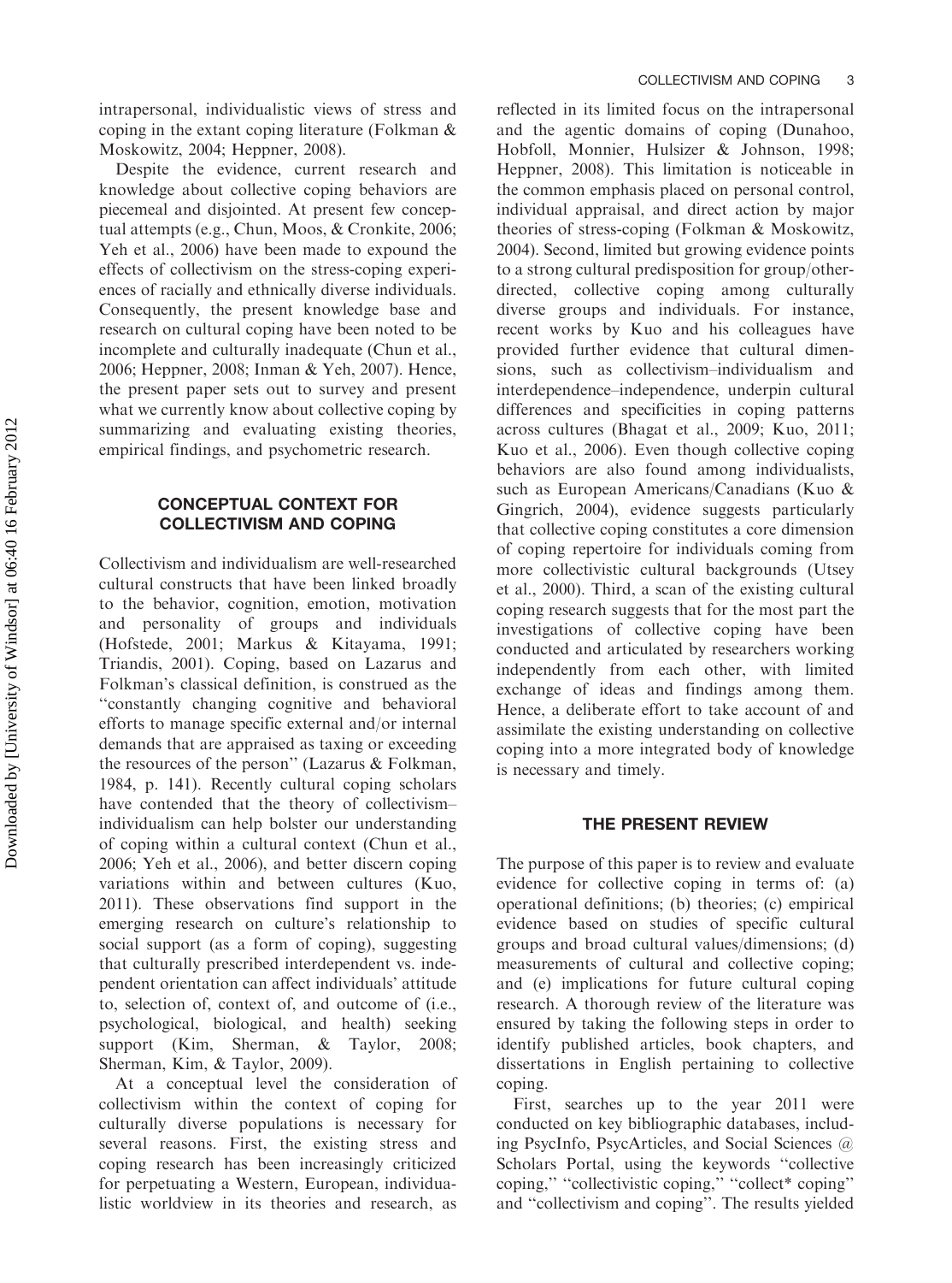intrapersonal, individualistic views of stress and coping in the extant coping literature (Folkman & Moskowitz, 2004; Heppner, 2008).

Despite the evidence, current research and knowledge about collective coping behaviors are piecemeal and disjointed. At present few conceptual attempts (e.g., Chun, Moos, & Cronkite, 2006; Yeh et al., 2006) have been made to expound the effects of collectivism on the stress-coping experiences of racially and ethnically diverse individuals. Consequently, the present knowledge base and research on cultural coping have been noted to be incomplete and culturally inadequate (Chun et al., 2006; Heppner, 2008; Inman & Yeh, 2007). Hence, the present paper sets out to survey and present what we currently know about collective coping by summarizing and evaluating existing theories, empirical findings, and psychometric research.

## CONCEPTUAL CONTEXT FOR COLLECTIVISM AND COPING

Collectivism and individualism are well-researched cultural constructs that have been linked broadly to the behavior, cognition, emotion, motivation and personality of groups and individuals (Hofstede, 2001; Markus & Kitayama, 1991; Triandis, 2001). Coping, based on Lazarus and Folkman's classical definition, is construed as the "constantly changing cognitive and behavioral efforts to manage specific external and/or internal demands that are appraised as taxing or exceeding the resources of the person" (Lazarus & Folkman, 1984, p. 141). Recently cultural coping scholars have contended that the theory of collectivism–individualism can help bolster our understanding of coping within a cultural context (Chun et al., 2006; Yeh et al., 2006), and better discern coping variations within and between cultures (Kuo, 2011). These observations find support in the emerging research on culture's relationship to social support (as a form of coping), suggesting that culturally prescribed interdependent vs. independent orientation can affect individuals' attitude to, selection of, context of, and outcome of (i.e., psychological, biological, and health) seeking support (Kim, Sherman, & Taylor, 2008; Sherman, Kim, & Taylor, 2009).

At a conceptual level the consideration of collectivism within the context of coping for culturally diverse populations is necessary for several reasons. First, the existing stress and coping research has been increasingly criticized for perpetuating a Western, European, individualistic worldview in its theories and research, as reflected in its limited focus on the intrapersonal and the agentic domains of coping (Dunahoo, Hobfoll, Monnier, Hulsizer & Johnson, 1998; Heppner, 2008). This limitation is noticeable in the common emphasis placed on personal control, individual appraisal, and direct action by major theories of stress-coping (Folkman & Moskowitz, 2004). Second, limited but growing evidence points to a strong cultural predisposition for group/other-directed, collective coping among culturally diverse groups and individuals. For instance, recent works by Kuo and his colleagues have provided further evidence that cultural dimensions, such as collectivism–individualism and interdependence–independence, underpin cultural differences and specificities in coping patterns across cultures (Bhagat et al., 2009; Kuo, 2011; Kuo et al., 2006). Even though collective coping behaviors are also found among individualists, such as European Americans/Canadians (Kuo & Gingrich, 2004), evidence suggests particularly that collective coping constitutes a core dimension of coping repertoire for individuals coming from more collectivistic cultural backgrounds (Utsey et al., 2000). Third, a scan of the existing cultural coping research suggests that for the most part the investigations of collective coping have been conducted and articulated by researchers working independently from each other, with limited exchange of ideas and findings among them. Hence, a deliberate effort to take account of and assimilate the existing understanding on collective coping into a more integrated body of knowledge is necessary and timely.

## THE PRESENT REVIEW

The purpose of this paper is to review and evaluate evidence for collective coping in terms of: (a) operational definitions; (b) theories; (c) empirical evidence based on studies of specific cultural groups and broad cultural values/dimensions; (d) measurements of cultural and collective coping; and (e) implications for future cultural coping research. A thorough review of the literature was ensured by taking the following steps in order to identify published articles, book chapters, and dissertations in English pertaining to collective coping.

First, searches up to the year 2011 were conducted on key bibliographic databases, including PsycInfo, PsycArticles, and Social Sciences @ Scholars Portal, using the keywords "collective coping," "collectivistic coping," "collect* coping" and "collectivism and coping". The results yielded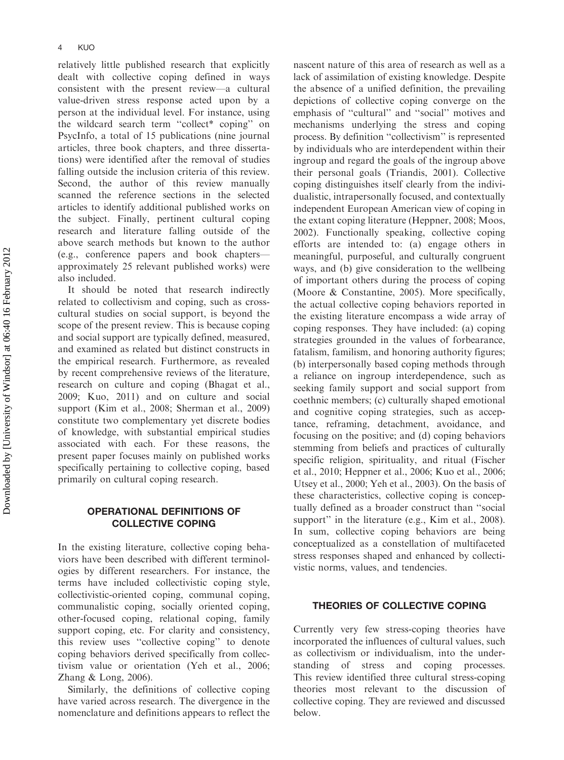relatively little published research that explicitly dealt with collective coping defined in ways consistent with the present review—a cultural value-driven stress response acted upon by a person at the individual level. For instance, using the wildcard search term ''collect* coping'' on PsycInfo, a total of 15 publications (nine journal articles, three book chapters, and three dissertations) were identified after the removal of studies falling outside the inclusion criteria of this review. Second, the author of this review manually scanned the reference sections in the selected articles to identify additional published works on the subject. Finally, pertinent cultural coping research and literature falling outside of the above search methods but known to the author (e.g., conference papers and book chapters—approximately 25 relevant published works) were also included.

It should be noted that research indirectly related to collectivism and coping, such as cross-cultural studies on social support, is beyond the scope of the present review. This is because coping and social support are typically defined, measured, and examined as related but distinct constructs in the empirical research. Furthermore, as revealed by recent comprehensive reviews of the literature, research on culture and coping (Bhagat et al., 2009; Kuo, 2011) and on culture and social support (Kim et al., 2008; Sherman et al., 2009) constitute two complementary yet discrete bodies of knowledge, with substantial empirical studies associated with each. For these reasons, the present paper focuses mainly on published works specifically pertaining to collective coping, based primarily on cultural coping research.

## OPERATIONAL DEFINITIONS OF COLLECTIVE COPING

In the existing literature, collective coping behaviors have been described with different terminologies by different researchers. For instance, the terms have included collectivistic coping style, collectivistic-oriented coping, communal coping, communalistic coping, socially oriented coping, other-focused coping, relational coping, family support coping, etc. For clarity and consistency, this review uses ''collective coping'' to denote coping behaviors derived specifically from collectivism value or orientation (Yeh et al., 2006; Zhang & Long, 2006).

Similarly, the definitions of collective coping have varied across research. The divergence in the nomenclature and definitions appears to reflect the nascent nature of this area of research as well as a lack of assimilation of existing knowledge. Despite the absence of a unified definition, the prevailing depictions of collective coping converge on the emphasis of ''cultural'' and ''social'' motives and mechanisms underlying the stress and coping process. By definition ''collectivism'' is represented by individuals who are interdependent within their ingroup and regard the goals of the ingroup above their personal goals (Triandis, 2001). Collective coping distinguishes itself clearly from the individualistic, intrapersonally focused, and contextually independent European American view of coping in the extant coping literature (Heppner, 2008; Moos, 2002). Functionally speaking, collective coping efforts are intended to: (a) engage others in meaningful, purposeful, and culturally congruent ways, and (b) give consideration to the wellbeing of important others during the process of coping (Moore & Constantine, 2005). More specifically, the actual collective coping behaviors reported in the existing literature encompass a wide array of coping responses. They have included: (a) coping strategies grounded in the values of forbearance, fatalism, familism, and honoring authority figures; (b) interpersonally based coping methods through a reliance on ingroup interdependence, such as seeking family support and social support from coethnic members; (c) culturally shaped emotional and cognitive coping strategies, such as acceptance, reframing, detachment, avoidance, and focusing on the positive; and (d) coping behaviors stemming from beliefs and practices of culturally specific religion, spirituality, and ritual (Fischer et al., 2010; Heppner et al., 2006; Kuo et al., 2006; Utsey et al., 2000; Yeh et al., 2003). On the basis of these characteristics, collective coping is conceptually defined as a broader construct than ''social support'' in the literature (e.g., Kim et al., 2008). In sum, collective coping behaviors are being conceptualized as a constellation of multifaceted stress responses shaped and enhanced by collectivistic norms, values, and tendencies.

## THEORIES OF COLLECTIVE COPING

Currently very few stress-coping theories have incorporated the influences of cultural values, such as collectivism or individualism, into the understanding of stress and coping processes. This review identified three cultural stress-coping theories most relevant to the discussion of collective coping. They are reviewed and discussed below.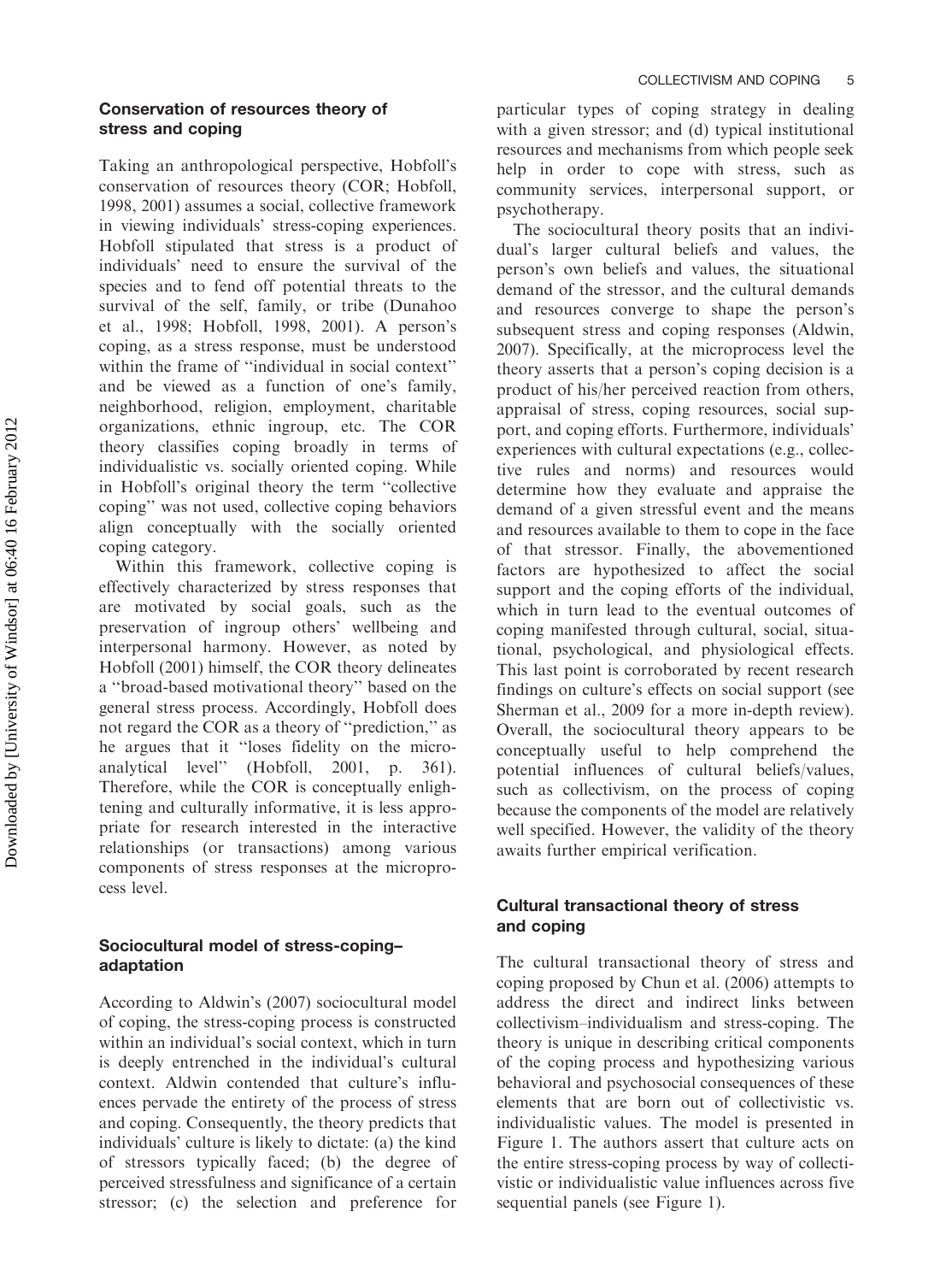## Conservation of resources theory of stress and coping

Taking an anthropological perspective, Hobfoll's conservation of resources theory (COR; Hobfoll, 1998, 2001) assumes a social, collective framework in viewing individuals' stress-coping experiences. Hobfoll stipulated that stress is a product of individuals' need to ensure the survival of the species and to fend off potential threats to the survival of the self, family, or tribe (Dunahoo et al., 1998; Hobfoll, 1998, 2001). A person's coping, as a stress response, must be understood within the frame of ''individual in social context'' and be viewed as a function of one's family, neighborhood, religion, employment, charitable organizations, ethnic ingroup, etc. The COR theory classifies coping broadly in terms of individualistic vs. socially oriented coping. While in Hobfoll's original theory the term ''collective coping'' was not used, collective coping behaviors align conceptually with the socially oriented coping category.

Within this framework, collective coping is effectively characterized by stress responses that are motivated by social goals, such as the preservation of ingroup others' wellbeing and interpersonal harmony. However, as noted by Hobfoll (2001) himself, the COR theory delineates a ''broad-based motivational theory'' based on the general stress process. Accordingly, Hobfoll does not regard the COR as a theory of ''prediction,'' as he argues that it ''loses fidelity on the microanalytical level'' (Hobfoll, 2001, p. 361). Therefore, while the COR is conceptually enlightening and culturally informative, it is less appropriate for research interested in the interactive relationships (or transactions) among various components of stress responses at the microprocess level.

## Sociocultural model of stress-coping–adaptation

According to Aldwin's (2007) sociocultural model of coping, the stress-coping process is constructed within an individual's social context, which in turn is deeply entrenched in the individual's cultural context. Aldwin contended that culture's influences pervade the entirety of the process of stress and coping. Consequently, the theory predicts that individuals' culture is likely to dictate: (a) the kind of stressors typically faced; (b) the degree of perceived stressfulness and significance of a certain stressor; (c) the selection and preference for particular types of coping strategy in dealing with a given stressor; and (d) typical institutional resources and mechanisms from which people seek help in order to cope with stress, such as community services, interpersonal support, or psychotherapy.

The sociocultural theory posits that an individual's larger cultural beliefs and values, the person's own beliefs and values, the situational demand of the stressor, and the cultural demands and resources converge to shape the person's subsequent stress and coping responses (Aldwin, 2007). Specifically, at the microprocess level the theory asserts that a person's coping decision is a product of his/her perceived reaction from others, appraisal of stress, coping resources, social support, and coping efforts. Furthermore, individuals' experiences with cultural expectations (e.g., collective rules and norms) and resources would determine how they evaluate and appraise the demand of a given stressful event and the means and resources available to them to cope in the face of that stressor. Finally, the abovementioned factors are hypothesized to affect the social support and the coping efforts of the individual, which in turn lead to the eventual outcomes of coping manifested through cultural, social, situational, psychological, and physiological effects. This last point is corroborated by recent research findings on culture's effects on social support (see Sherman et al., 2009 for a more in-depth review). Overall, the sociocultural theory appears to be conceptually useful to help comprehend the potential influences of cultural beliefs/values, such as collectivism, on the process of coping because the components of the model are relatively well specified. However, the validity of the theory awaits further empirical verification.

## Cultural transactional theory of stress and coping

The cultural transactional theory of stress and coping proposed by Chun et al. (2006) attempts to address the direct and indirect links between collectivism–individualism and stress-coping. The theory is unique in describing critical components of the coping process and hypothesizing various behavioral and psychosocial consequences of these elements that are born out of collectivistic vs. individualistic values. The model is presented in Figure 1. The authors assert that culture acts on the entire stress-coping process by way of collectivistic or individualistic value influences across five sequential panels (see Figure 1).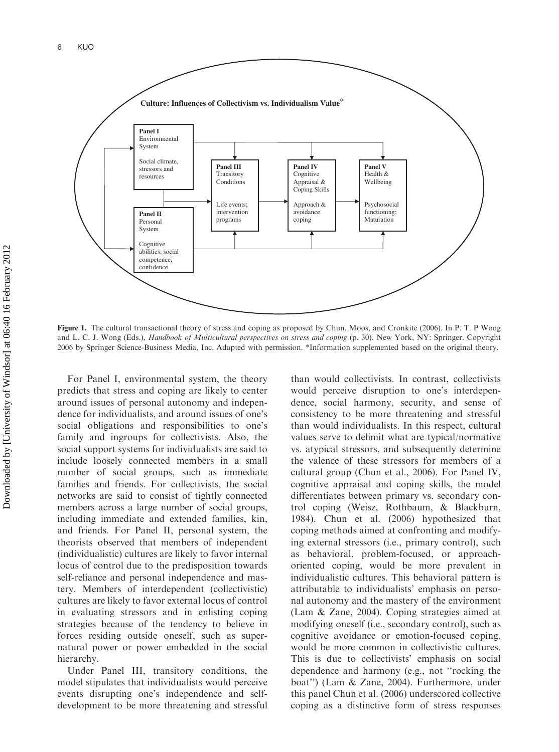**Culture: Influences of Collectivism vs. Individualism Value***

**Panel I** Environmental System — Social climate, stressors and resources

**Panel II** Personal System — Cognitive abilities, social competence, confidence

**Panel III** Transitory Conditions — Life events; intervention programs

**Panel IV** Cognitive Appraisal & Coping Skills — Approach & avoidance coping

**Panel V** Health & Wellbeing — Psychosocial functioning: Maturation

**Figure 1.** The cultural transactional theory of stress and coping as proposed by Chun, Moos, and Cronkite (2006). In P. T. P Wong and L. C. J. Wong (Eds.), *Handbook of Multicultural perspectives on stress and coping* (p. 30). New York, NY: Springer. Copyright 2006 by Springer Science-Business Media, Inc. Adapted with permission. *Information supplemented based on the original theory.

For Panel I, environmental system, the theory predicts that stress and coping are likely to center around issues of personal autonomy and independence for individualists, and around issues of one's social obligations and responsibilities to one's family and ingroups for collectivists. Also, the social support systems for individualists are said to include loosely connected members in a small number of social groups, such as immediate families and friends. For collectivists, the social networks are said to consist of tightly connected members across a large number of social groups, including immediate and extended families, kin, and friends. For Panel II, personal system, the theorists observed that members of independent (individualistic) cultures are likely to favor internal locus of control due to the predisposition towards self-reliance and personal independence and mastery. Members of interdependent (collectivistic) cultures are likely to favor external locus of control in evaluating stressors and in enlisting coping strategies because of the tendency to believe in forces residing outside oneself, such as supernatural power or power embedded in the social hierarchy.

Under Panel III, transitory conditions, the model stipulates that individualists would perceive events disrupting one's independence and self-development to be more threatening and stressful than would collectivists. In contrast, collectivists would perceive disruption to one's interdependence, social harmony, security, and sense of consistency to be more threatening and stressful than would individualists. In this respect, cultural values serve to delimit what are typical/normative vs. atypical stressors, and subsequently determine the valence of these stressors for members of a cultural group (Chun et al., 2006). For Panel IV, cognitive appraisal and coping skills, the model differentiates between primary vs. secondary control coping (Weisz, Rothbaum, & Blackburn, 1984). Chun et al. (2006) hypothesized that coping methods aimed at confronting and modifying external stressors (i.e., primary control), such as behavioral, problem-focused, or approach-oriented coping, would be more prevalent in individualistic cultures. This behavioral pattern is attributable to individualists' emphasis on personal autonomy and the mastery of the environment (Lam & Zane, 2004). Coping strategies aimed at modifying oneself (i.e., secondary control), such as cognitive avoidance or emotion-focused coping, would be more common in collectivistic cultures. This is due to collectivists' emphasis on social dependence and harmony (e.g., not "rocking the boat") (Lam & Zane, 2004). Furthermore, under this panel Chun et al. (2006) underscored collective coping as a distinctive form of stress responses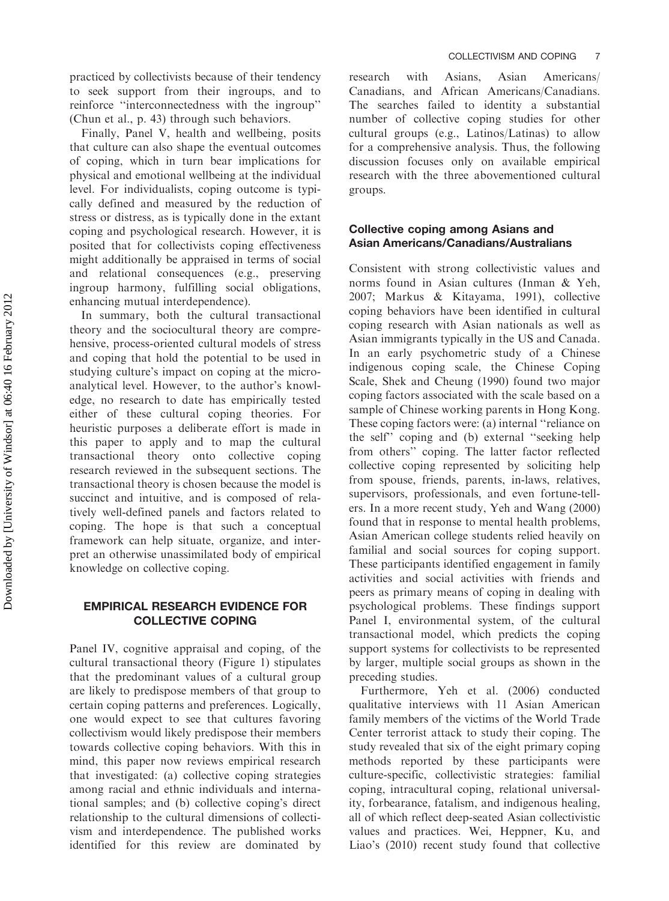practiced by collectivists because of their tendency to seek support from their ingroups, and to reinforce ''interconnectedness with the ingroup'' (Chun et al., p. 43) through such behaviors.

Finally, Panel V, health and wellbeing, posits that culture can also shape the eventual outcomes of coping, which in turn bear implications for physical and emotional wellbeing at the individual level. For individualists, coping outcome is typically defined and measured by the reduction of stress or distress, as is typically done in the extant coping and psychological research. However, it is posited that for collectivists coping effectiveness might additionally be appraised in terms of social and relational consequences (e.g., preserving ingroup harmony, fulfilling social obligations, enhancing mutual interdependence).

In summary, both the cultural transactional theory and the sociocultural theory are comprehensive, process-oriented cultural models of stress and coping that hold the potential to be used in studying culture's impact on coping at the microanalytical level. However, to the author's knowledge, no research to date has empirically tested either of these cultural coping theories. For heuristic purposes a deliberate effort is made in this paper to apply and to map the cultural transactional theory onto collective coping research reviewed in the subsequent sections. The transactional theory is chosen because the model is succinct and intuitive, and is composed of relatively well-defined panels and factors related to coping. The hope is that such a conceptual framework can help situate, organize, and interpret an otherwise unassimilated body of empirical knowledge on collective coping.

## EMPIRICAL RESEARCH EVIDENCE FOR COLLECTIVE COPING

Panel IV, cognitive appraisal and coping, of the cultural transactional theory (Figure 1) stipulates that the predominant values of a cultural group are likely to predispose members of that group to certain coping patterns and preferences. Logically, one would expect to see that cultures favoring collectivism would likely predispose their members towards collective coping behaviors. With this in mind, this paper now reviews empirical research that investigated: (a) collective coping strategies among racial and ethnic individuals and international samples; and (b) collective coping's direct relationship to the cultural dimensions of collectivism and interdependence. The published works identified for this review are dominated by research with Asians, Asian Americans/Canadians, and African Americans/Canadians. The searches failed to identity a substantial number of collective coping studies for other cultural groups (e.g., Latinos/Latinas) to allow for a comprehensive analysis. Thus, the following discussion focuses only on available empirical research with the three abovementioned cultural groups.

### Collective coping among Asians and Asian Americans/Canadians/Australians

Consistent with strong collectivistic values and norms found in Asian cultures (Inman & Yeh, 2007; Markus & Kitayama, 1991), collective coping behaviors have been identified in cultural coping research with Asian nationals as well as Asian immigrants typically in the US and Canada. In an early psychometric study of a Chinese indigenous coping scale, the Chinese Coping Scale, Shek and Cheung (1990) found two major coping factors associated with the scale based on a sample of Chinese working parents in Hong Kong. These coping factors were: (a) internal ''reliance on the self'' coping and (b) external ''seeking help from others'' coping. The latter factor reflected collective coping represented by soliciting help from spouse, friends, parents, in-laws, relatives, supervisors, professionals, and even fortune-tellers. In a more recent study, Yeh and Wang (2000) found that in response to mental health problems, Asian American college students relied heavily on familial and social sources for coping support. These participants identified engagement in family activities and social activities with friends and peers as primary means of coping in dealing with psychological problems. These findings support Panel I, environmental system, of the cultural transactional model, which predicts the coping support systems for collectivists to be represented by larger, multiple social groups as shown in the preceding studies.

Furthermore, Yeh et al. (2006) conducted qualitative interviews with 11 Asian American family members of the victims of the World Trade Center terrorist attack to study their coping. The study revealed that six of the eight primary coping methods reported by these participants were culture-specific, collectivistic strategies: familial coping, intracultural coping, relational universality, forbearance, fatalism, and indigenous healing, all of which reflect deep-seated Asian collectivistic values and practices. Wei, Heppner, Ku, and Liao's (2010) recent study found that collective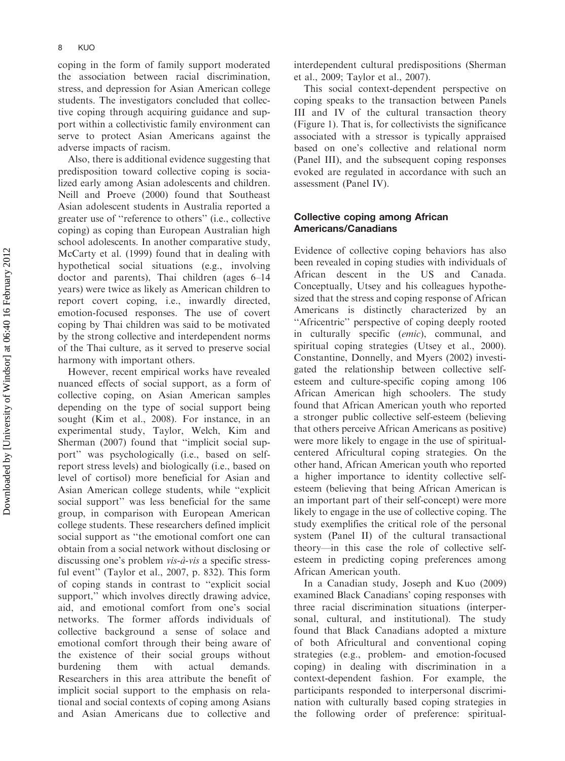coping in the form of family support moderated the association between racial discrimination, stress, and depression for Asian American college students. The investigators concluded that collective coping through acquiring guidance and support within a collectivistic family environment can serve to protect Asian Americans against the adverse impacts of racism.

Also, there is additional evidence suggesting that predisposition toward collective coping is socialized early among Asian adolescents and children. Neill and Proeve (2000) found that Southeast Asian adolescent students in Australia reported a greater use of ''reference to others'' (i.e., collective coping) as coping than European Australian high school adolescents. In another comparative study, McCarty et al. (1999) found that in dealing with hypothetical social situations (e.g., involving doctor and parents), Thai children (ages 6–14 years) were twice as likely as American children to report covert coping, i.e., inwardly directed, emotion-focused responses. The use of covert coping by Thai children was said to be motivated by the strong collective and interdependent norms of the Thai culture, as it served to preserve social harmony with important others.

However, recent empirical works have revealed nuanced effects of social support, as a form of collective coping, on Asian American samples depending on the type of social support being sought (Kim et al., 2008). For instance, in an experimental study, Taylor, Welch, Kim and Sherman (2007) found that ''implicit social support'' was psychologically (i.e., based on self-report stress levels) and biologically (i.e., based on level of cortisol) more beneficial for Asian and Asian American college students, while ''explicit social support'' was less beneficial for the same group, in comparison with European American college students. These researchers defined implicit social support as ''the emotional comfort one can obtain from a social network without disclosing or discussing one's problem *vis-à-vis* a specific stressful event'' (Taylor et al., 2007, p. 832). This form of coping stands in contrast to ''explicit social support,'' which involves directly drawing advice, aid, and emotional comfort from one's social networks. The former affords individuals of collective background a sense of solace and emotional comfort through their being aware of the existence of their social groups without burdening them with actual demands. Researchers in this area attribute the benefit of implicit social support to the emphasis on relational and social contexts of coping among Asians and Asian Americans due to collective and interdependent cultural predispositions (Sherman et al., 2009; Taylor et al., 2007).

This social context-dependent perspective on coping speaks to the transaction between Panels III and IV of the cultural transaction theory (Figure 1). That is, for collectivists the significance associated with a stressor is typically appraised based on one's collective and relational norm (Panel III), and the subsequent coping responses evoked are regulated in accordance with such an assessment (Panel IV).

### Collective coping among African Americans/Canadians

Evidence of collective coping behaviors has also been revealed in coping studies with individuals of African descent in the US and Canada. Conceptually, Utsey and his colleagues hypothesized that the stress and coping response of African Americans is distinctly characterized by an ''Africentric'' perspective of coping deeply rooted in culturally specific (*emic*), communal, and spiritual coping strategies (Utsey et al., 2000). Constantine, Donnelly, and Myers (2002) investigated the relationship between collective self-esteem and culture-specific coping among 106 African American high schoolers. The study found that African American youth who reported a stronger public collective self-esteem (believing that others perceive African Americans as positive) were more likely to engage in the use of spiritual-centered Africultural coping strategies. On the other hand, African American youth who reported a higher importance to identity collective self-esteem (believing that being African American is an important part of their self-concept) were more likely to engage in the use of collective coping. The study exemplifies the critical role of the personal system (Panel II) of the cultural transactional theory—in this case the role of collective self-esteem in predicting coping preferences among African American youth.

In a Canadian study, Joseph and Kuo (2009) examined Black Canadians' coping responses with three racial discrimination situations (interpersonal, cultural, and institutional). The study found that Black Canadians adopted a mixture of both Africultural and conventional coping strategies (e.g., problem- and emotion-focused coping) in dealing with discrimination in a context-dependent fashion. For example, the participants responded to interpersonal discrimination with culturally based coping strategies in the following order of preference: spiritual-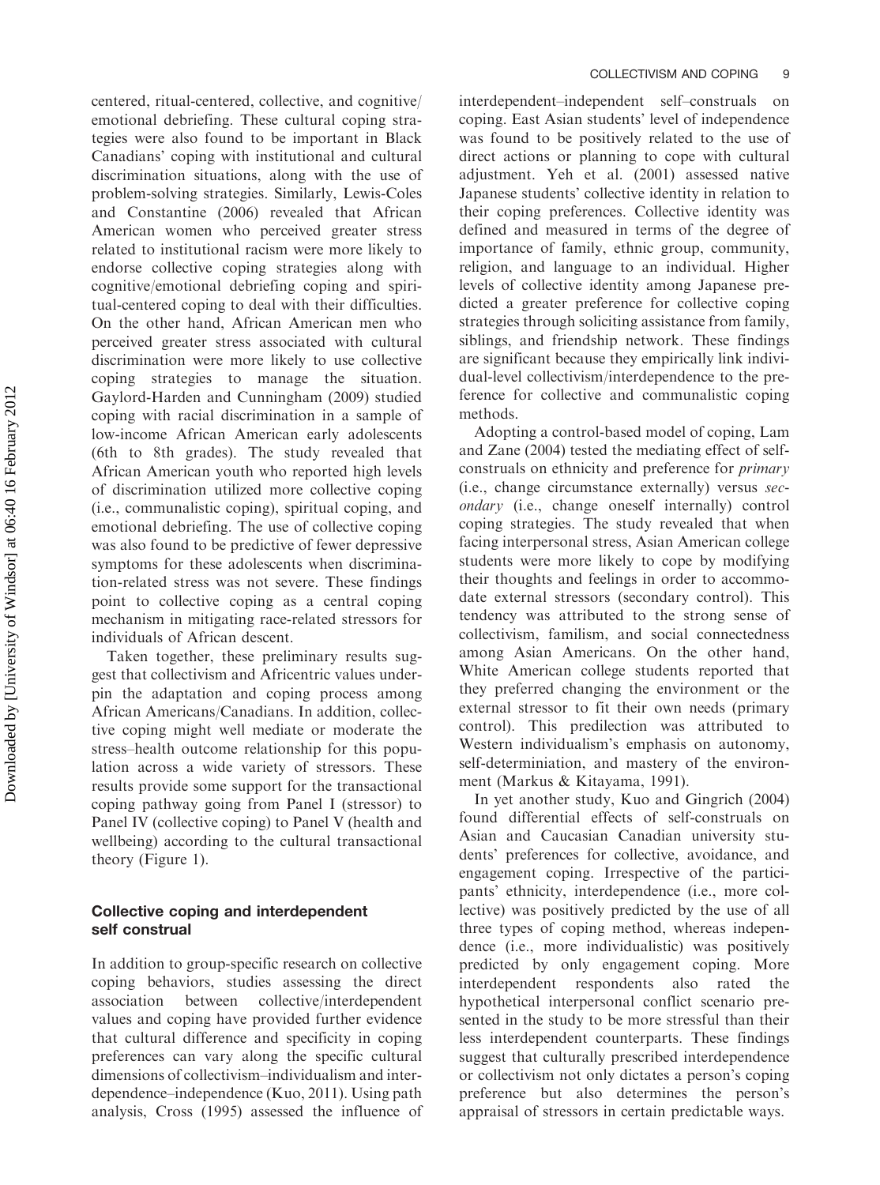centered, ritual-centered, collective, and cognitive/emotional debriefing. These cultural coping strategies were also found to be important in Black Canadians' coping with institutional and cultural discrimination situations, along with the use of problem-solving strategies. Similarly, Lewis-Coles and Constantine (2006) revealed that African American women who perceived greater stress related to institutional racism were more likely to endorse collective coping strategies along with cognitive/emotional debriefing coping and spiritual-centered coping to deal with their difficulties. On the other hand, African American men who perceived greater stress associated with cultural discrimination were more likely to use collective coping strategies to manage the situation. Gaylord-Harden and Cunningham (2009) studied coping with racial discrimination in a sample of low-income African American early adolescents (6th to 8th grades). The study revealed that African American youth who reported high levels of discrimination utilized more collective coping (i.e., communalistic coping), spiritual coping, and emotional debriefing. The use of collective coping was also found to be predictive of fewer depressive symptoms for these adolescents when discrimination-related stress was not severe. These findings point to collective coping as a central coping mechanism in mitigating race-related stressors for individuals of African descent.

Taken together, these preliminary results suggest that collectivism and Africentric values underpin the adaptation and coping process among African Americans/Canadians. In addition, collective coping might well mediate or moderate the stress–health outcome relationship for this population across a wide variety of stressors. These results provide some support for the transactional coping pathway going from Panel I (stressor) to Panel IV (collective coping) to Panel V (health and wellbeing) according to the cultural transactional theory (Figure 1).

## Collective coping and interdependent self construal

In addition to group-specific research on collective coping behaviors, studies assessing the direct association between collective/interdependent values and coping have provided further evidence that cultural difference and specificity in coping preferences can vary along the specific cultural dimensions of collectivism–individualism and interdependence–independence (Kuo, 2011). Using path analysis, Cross (1995) assessed the influence of interdependent–independent self–construals on coping. East Asian students' level of independence was found to be positively related to the use of direct actions or planning to cope with cultural adjustment. Yeh et al. (2001) assessed native Japanese students' collective identity in relation to their coping preferences. Collective identity was defined and measured in terms of the degree of importance of family, ethnic group, community, religion, and language to an individual. Higher levels of collective identity among Japanese predicted a greater preference for collective coping strategies through soliciting assistance from family, siblings, and friendship network. These findings are significant because they empirically link individual-level collectivism/interdependence to the preference for collective and communalistic coping methods.

Adopting a control-based model of coping, Lam and Zane (2004) tested the mediating effect of self-construals on ethnicity and preference for *primary* (i.e., change circumstance externally) versus *secondary* (i.e., change oneself internally) control coping strategies. The study revealed that when facing interpersonal stress, Asian American college students were more likely to cope by modifying their thoughts and feelings in order to accommodate external stressors (secondary control). This tendency was attributed to the strong sense of collectivism, familism, and social connectedness among Asian Americans. On the other hand, White American college students reported that they preferred changing the environment or the external stressor to fit their own needs (primary control). This predilection was attributed to Western individualism's emphasis on autonomy, self-determiniation, and mastery of the environment (Markus & Kitayama, 1991).

In yet another study, Kuo and Gingrich (2004) found differential effects of self-construals on Asian and Caucasian Canadian university students' preferences for collective, avoidance, and engagement coping. Irrespective of the participants' ethnicity, interdependence (i.e., more collective) was positively predicted by the use of all three types of coping method, whereas independence (i.e., more individualistic) was positively predicted by only engagement coping. More interdependent respondents also rated the hypothetical interpersonal conflict scenario presented in the study to be more stressful than their less interdependent counterparts. These findings suggest that culturally prescribed interdependence or collectivism not only dictates a person's coping preference but also determines the person's appraisal of stressors in certain predictable ways.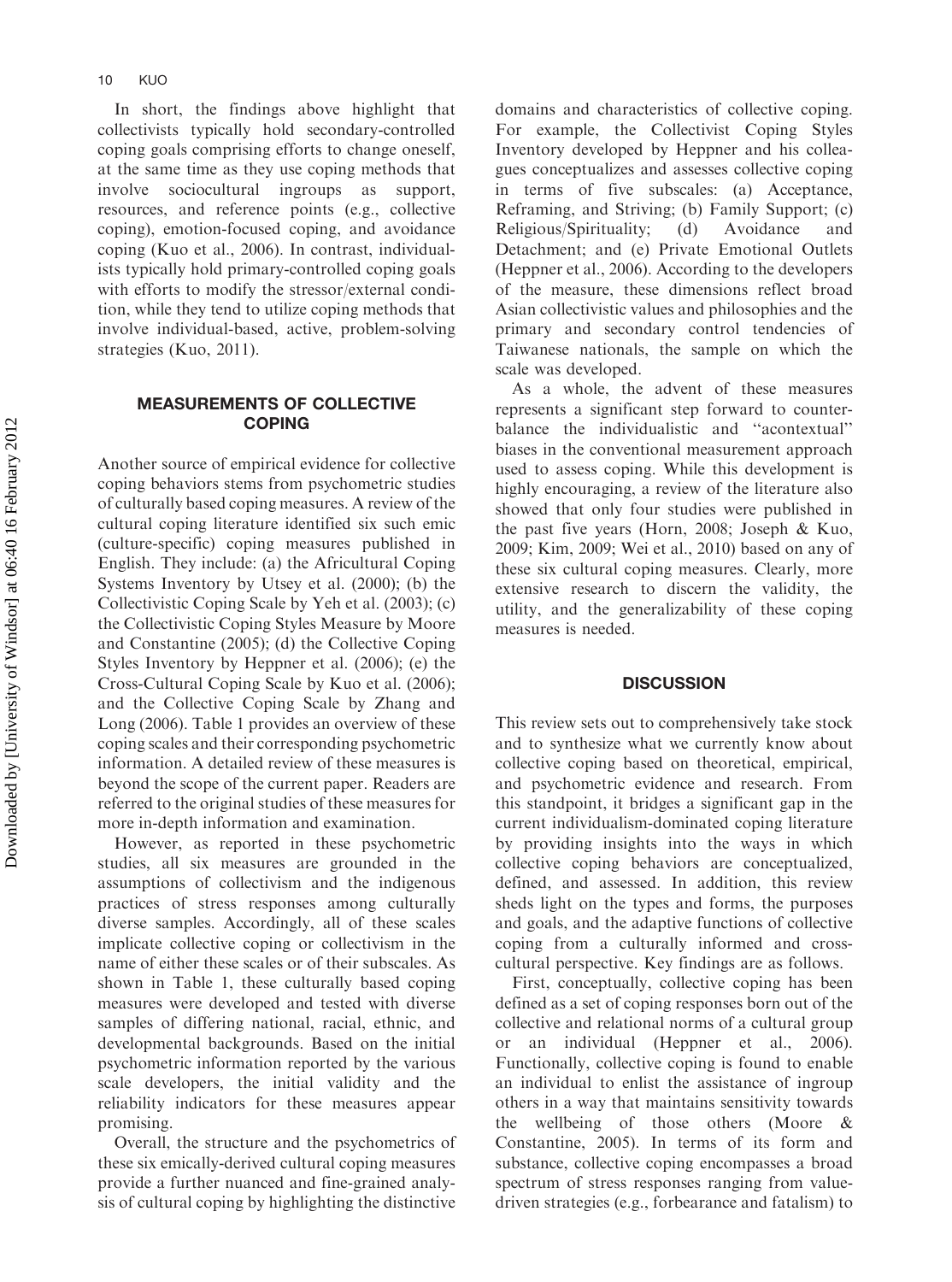In short, the findings above highlight that collectivists typically hold secondary-controlled coping goals comprising efforts to change oneself, at the same time as they use coping methods that involve sociocultural ingroups as support, resources, and reference points (e.g., collective coping), emotion-focused coping, and avoidance coping (Kuo et al., 2006). In contrast, individualists typically hold primary-controlled coping goals with efforts to modify the stressor/external condition, while they tend to utilize coping methods that involve individual-based, active, problem-solving strategies (Kuo, 2011).

## MEASUREMENTS OF COLLECTIVE COPING

Another source of empirical evidence for collective coping behaviors stems from psychometric studies of culturally based coping measures. A review of the cultural coping literature identified six such emic (culture-specific) coping measures published in English. They include: (a) the Africultural Coping Systems Inventory by Utsey et al. (2000); (b) the Collectivistic Coping Scale by Yeh et al. (2003); (c) the Collectivistic Coping Styles Measure by Moore and Constantine (2005); (d) the Collective Coping Styles Inventory by Heppner et al. (2006); (e) the Cross-Cultural Coping Scale by Kuo et al. (2006); and the Collective Coping Scale by Zhang and Long (2006). Table 1 provides an overview of these coping scales and their corresponding psychometric information. A detailed review of these measures is beyond the scope of the current paper. Readers are referred to the original studies of these measures for more in-depth information and examination.

However, as reported in these psychometric studies, all six measures are grounded in the assumptions of collectivism and the indigenous practices of stress responses among culturally diverse samples. Accordingly, all of these scales implicate collective coping or collectivism in the name of either these scales or of their subscales. As shown in Table 1, these culturally based coping measures were developed and tested with diverse samples of differing national, racial, ethnic, and developmental backgrounds. Based on the initial psychometric information reported by the various scale developers, the initial validity and the reliability indicators for these measures appear promising.

Overall, the structure and the psychometrics of these six emically-derived cultural coping measures provide a further nuanced and fine-grained analysis of cultural coping by highlighting the distinctive domains and characteristics of collective coping. For example, the Collectivist Coping Styles Inventory developed by Heppner and his colleagues conceptualizes and assesses collective coping in terms of five subscales: (a) Acceptance, Reframing, and Striving; (b) Family Support; (c) Religious/Spirituality; (d) Avoidance and Detachment; and (e) Private Emotional Outlets (Heppner et al., 2006). According to the developers of the measure, these dimensions reflect broad Asian collectivistic values and philosophies and the primary and secondary control tendencies of Taiwanese nationals, the sample on which the scale was developed.

As a whole, the advent of these measures represents a significant step forward to counterbalance the individualistic and "acontextual" biases in the conventional measurement approach used to assess coping. While this development is highly encouraging, a review of the literature also showed that only four studies were published in the past five years (Horn, 2008; Joseph & Kuo, 2009; Kim, 2009; Wei et al., 2010) based on any of these six cultural coping measures. Clearly, more extensive research to discern the validity, the utility, and the generalizability of these coping measures is needed.

## DISCUSSION

This review sets out to comprehensively take stock and to synthesize what we currently know about collective coping based on theoretical, empirical, and psychometric evidence and research. From this standpoint, it bridges a significant gap in the current individualism-dominated coping literature by providing insights into the ways in which collective coping behaviors are conceptualized, defined, and assessed. In addition, this review sheds light on the types and forms, the purposes and goals, and the adaptive functions of collective coping from a culturally informed and cross-cultural perspective. Key findings are as follows.

First, conceptually, collective coping has been defined as a set of coping responses born out of the collective and relational norms of a cultural group or an individual (Heppner et al., 2006). Functionally, collective coping is found to enable an individual to enlist the assistance of ingroup others in a way that maintains sensitivity towards the wellbeing of those others (Moore & Constantine, 2005). In terms of its form and substance, collective coping encompasses a broad spectrum of stress responses ranging from value-driven strategies (e.g., forbearance and fatalism) to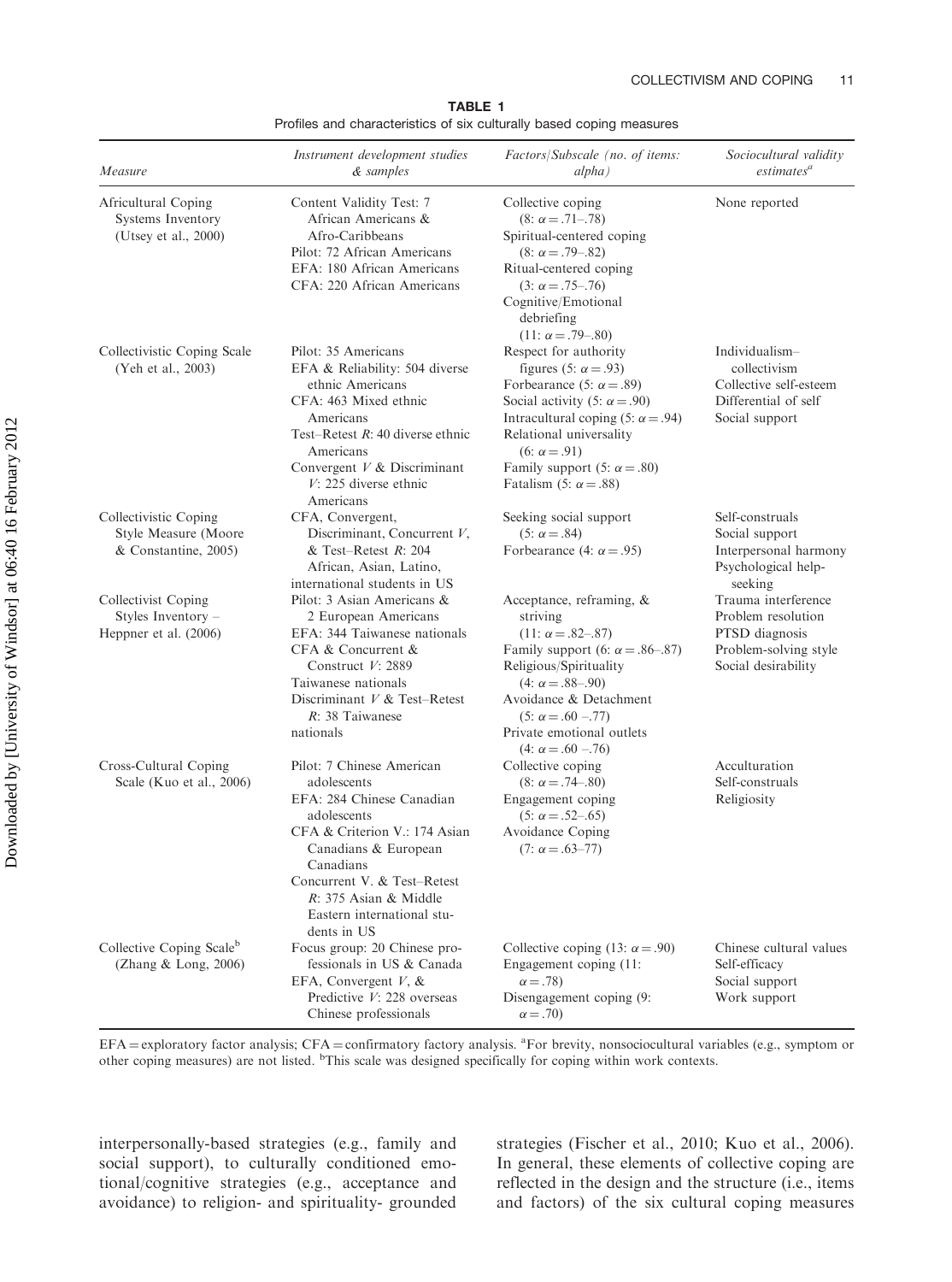**TABLE 1**
Profiles and characteristics of six culturally based coping measures

| *Measure* | *Instrument development studies & samples* | *Factors/Subscale (no. of items: alpha)* | *Sociocultural validity estimates*[a] |
|---|---|---|---|
| Africultural Coping Systems Inventory (Utsey et al., 2000) | Content Validity Test: 7 African Americans & Afro-Caribbeans<br>Pilot: 72 African Americans<br>EFA: 180 African Americans<br>CFA: 220 African Americans | Collective coping (8: $\alpha = .71–.78$)<br>Spiritual-centered coping (8: $\alpha = .79–.82$)<br>Ritual-centered coping (3: $\alpha = .75–.76$)<br>Cognitive/Emotional debriefing (11: $\alpha = .79–.80$) | None reported |
| Collectivistic Coping Scale (Yeh et al., 2003) | Pilot: 35 Americans<br>EFA & Reliability: 504 diverse ethnic Americans<br>CFA: 463 Mixed ethnic Americans<br>Test–Retest *R*: 40 diverse ethnic Americans<br>Convergent *V* & Discriminant *V*: 225 diverse ethnic Americans | Respect for authority figures (5: $\alpha = .93$)<br>Forbearance (5: $\alpha = .89$)<br>Social activity (5: $\alpha = .90$)<br>Intracultural coping (5: $\alpha = .94$)<br>Relational universality (6: $\alpha = .91$)<br>Family support (5: $\alpha = .80$)<br>Fatalism (5: $\alpha = .88$) | Individualism–collectivism<br>Collective self-esteem<br>Differential of self<br>Social support |
| Collectivistic Coping Style Measure (Moore & Constantine, 2005) | CFA, Convergent, Discriminant, Concurrent *V*, & Test–Retest *R*: 204 African, Asian, Latino, international students in US | Seeking social support (5: $\alpha = .84$)<br>Forbearance (4: $\alpha = .95$) | Self-construals<br>Social support<br>Interpersonal harmony<br>Psychological help-seeking |
| Collectivist Coping Styles Inventory – Heppner et al. (2006) | Pilot: 3 Asian Americans & 2 European Americans<br>EFA: 344 Taiwanese nationals<br>CFA & Concurrent & Construct *V*: 2889 Taiwanese nationals<br>Discriminant *V* & Test–Retest *R*: 38 Taiwanese nationals | Acceptance, reframing, & striving (11: $\alpha = .82–.87$)<br>Family support (6: $\alpha = .86–.87$)<br>Religious/Spirituality (4: $\alpha = .88–.90$)<br>Avoidance & Detachment (5: $\alpha = .60$ –.77)<br>Private emotional outlets (4: $\alpha = .60$ –.76) | Trauma interference<br>Problem resolution<br>PTSD diagnosis<br>Problem-solving style<br>Social desirability |
| Cross-Cultural Coping Scale (Kuo et al., 2006) | Pilot: 7 Chinese American adolescents<br>EFA: 284 Chinese Canadian adolescents<br>CFA & Criterion V.: 174 Asian Canadians & European Canadians<br>Concurrent V. & Test–Retest *R*: 375 Asian & Middle Eastern international students in US | Collective coping (8: $\alpha = .74–.80$)<br>Engagement coping (5: $\alpha = .52–.65$)<br>Avoidance Coping (7: $\alpha = .63–77$) | Acculturation<br>Self-construals<br>Religiosity |
| Collective Coping Scale[b] (Zhang & Long, 2006) | Focus group: 20 Chinese professionals in US & Canada<br>EFA, Convergent *V*, & Predictive *V*: 228 overseas Chinese professionals | Collective coping (13: $\alpha = .90$)<br>Engagement coping (11: $\alpha = .78$)<br>Disengagement coping (9: $\alpha = .70$) | Chinese cultural values<br>Self-efficacy<br>Social support<br>Work support |

EFA = exploratory factor analysis; CFA = confirmatory factory analysis. [a]For brevity, nonsociocultural variables (e.g., symptom or other coping measures) are not listed. [b]This scale was designed specifically for coping within work contexts.

interpersonally-based strategies (e.g., family and social support), to culturally conditioned emotional/cognitive strategies (e.g., acceptance and avoidance) to religion- and spirituality- grounded strategies (Fischer et al., 2010; Kuo et al., 2006). In general, these elements of collective coping are reflected in the design and the structure (i.e., items and factors) of the six cultural coping measures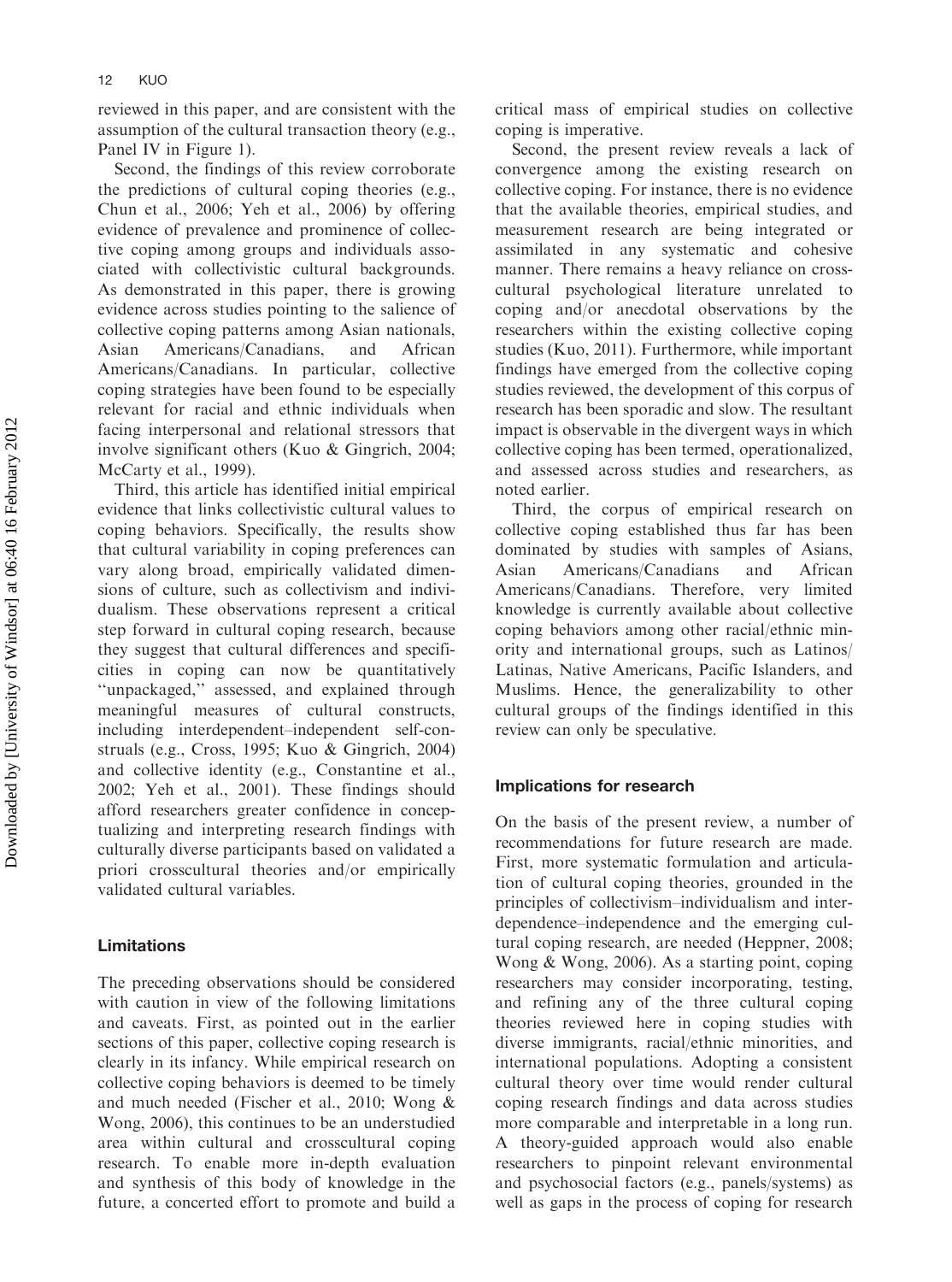reviewed in this paper, and are consistent with the assumption of the cultural transaction theory (e.g., Panel IV in Figure 1).

Second, the findings of this review corroborate the predictions of cultural coping theories (e.g., Chun et al., 2006; Yeh et al., 2006) by offering evidence of prevalence and prominence of collective coping among groups and individuals associated with collectivistic cultural backgrounds. As demonstrated in this paper, there is growing evidence across studies pointing to the salience of collective coping patterns among Asian nationals, Asian Americans/Canadians, and African Americans/Canadians. In particular, collective coping strategies have been found to be especially relevant for racial and ethnic individuals when facing interpersonal and relational stressors that involve significant others (Kuo & Gingrich, 2004; McCarty et al., 1999).

Third, this article has identified initial empirical evidence that links collectivistic cultural values to coping behaviors. Specifically, the results show that cultural variability in coping preferences can vary along broad, empirically validated dimensions of culture, such as collectivism and individualism. These observations represent a critical step forward in cultural coping research, because they suggest that cultural differences and specificities in coping can now be quantitatively "unpackaged," assessed, and explained through meaningful measures of cultural constructs, including interdependent–independent self-construals (e.g., Cross, 1995; Kuo & Gingrich, 2004) and collective identity (e.g., Constantine et al., 2002; Yeh et al., 2001). These findings should afford researchers greater confidence in conceptualizing and interpreting research findings with culturally diverse participants based on validated a priori crosscultural theories and/or empirically validated cultural variables.

### Limitations

The preceding observations should be considered with caution in view of the following limitations and caveats. First, as pointed out in the earlier sections of this paper, collective coping research is clearly in its infancy. While empirical research on collective coping behaviors is deemed to be timely and much needed (Fischer et al., 2010; Wong & Wong, 2006), this continues to be an understudied area within cultural and crosscultural coping research. To enable more in-depth evaluation and synthesis of this body of knowledge in the future, a concerted effort to promote and build a critical mass of empirical studies on collective coping is imperative.

Second, the present review reveals a lack of convergence among the existing research on collective coping. For instance, there is no evidence that the available theories, empirical studies, and measurement research are being integrated or assimilated in any systematic and cohesive manner. There remains a heavy reliance on crosscultural psychological literature unrelated to coping and/or anecdotal observations by the researchers within the existing collective coping studies (Kuo, 2011). Furthermore, while important findings have emerged from the collective coping studies reviewed, the development of this corpus of research has been sporadic and slow. The resultant impact is observable in the divergent ways in which collective coping has been termed, operationalized, and assessed across studies and researchers, as noted earlier.

Third, the corpus of empirical research on collective coping established thus far has been dominated by studies with samples of Asians, Asian Americans/Canadians and African Americans/Canadians. Therefore, very limited knowledge is currently available about collective coping behaviors among other racial/ethnic minority and international groups, such as Latinos/Latinas, Native Americans, Pacific Islanders, and Muslims. Hence, the generalizability to other cultural groups of the findings identified in this review can only be speculative.

### Implications for research

On the basis of the present review, a number of recommendations for future research are made. First, more systematic formulation and articulation of cultural coping theories, grounded in the principles of collectivism–individualism and interdependence–independence and the emerging cultural coping research, are needed (Heppner, 2008; Wong & Wong, 2006). As a starting point, coping researchers may consider incorporating, testing, and refining any of the three cultural coping theories reviewed here in coping studies with diverse immigrants, racial/ethnic minorities, and international populations. Adopting a consistent cultural theory over time would render cultural coping research findings and data across studies more comparable and interpretable in a long run. A theory-guided approach would also enable researchers to pinpoint relevant environmental and psychosocial factors (e.g., panels/systems) as well as gaps in the process of coping for research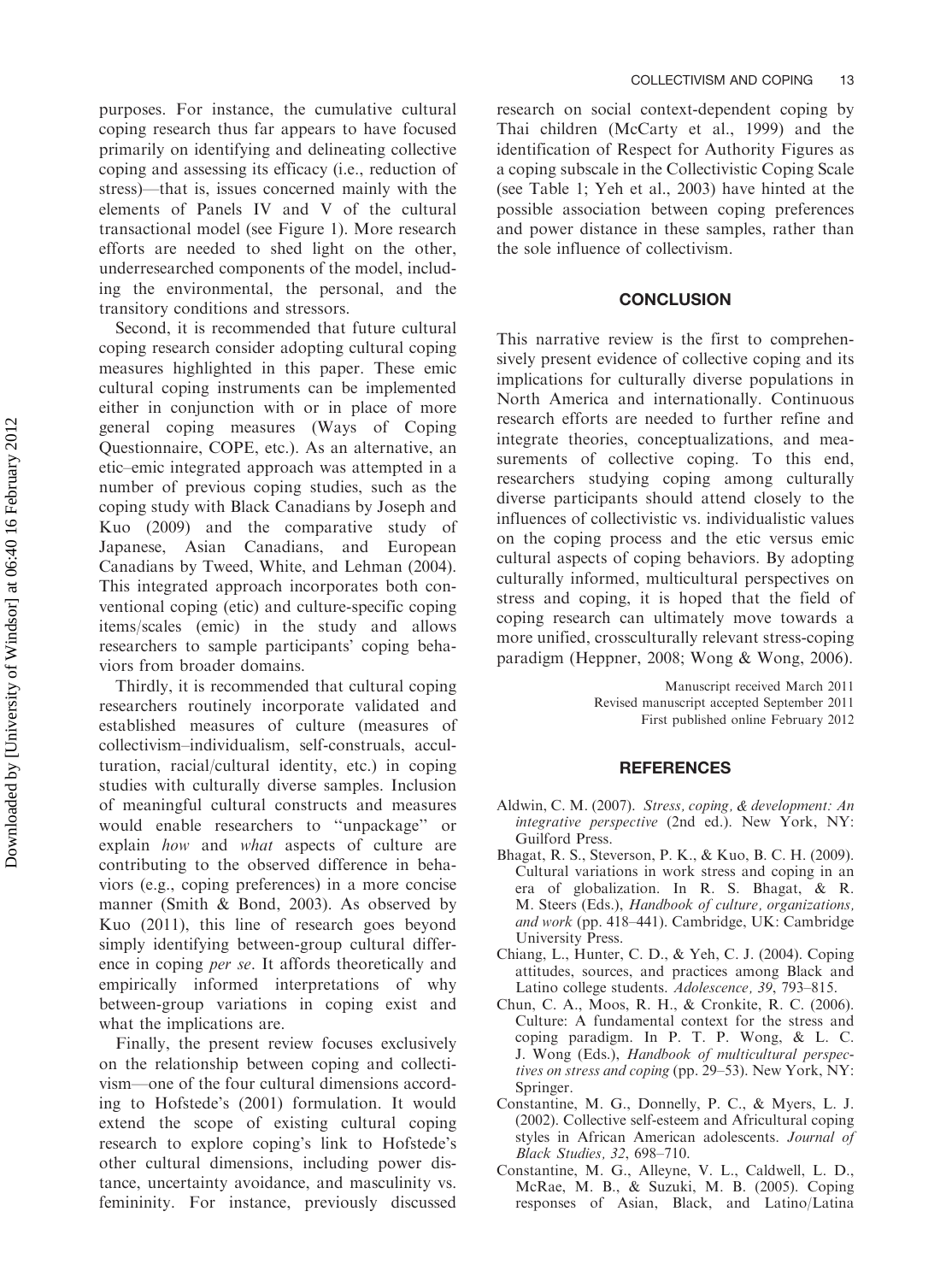purposes. For instance, the cumulative cultural coping research thus far appears to have focused primarily on identifying and delineating collective coping and assessing its efficacy (i.e., reduction of stress)—that is, issues concerned mainly with the elements of Panels IV and V of the cultural transactional model (see Figure 1). More research efforts are needed to shed light on the other, underresearched components of the model, including the environmental, the personal, and the transitory conditions and stressors.

Second, it is recommended that future cultural coping research consider adopting cultural coping measures highlighted in this paper. These emic cultural coping instruments can be implemented either in conjunction with or in place of more general coping measures (Ways of Coping Questionnaire, COPE, etc.). As an alternative, an etic–emic integrated approach was attempted in a number of previous coping studies, such as the coping study with Black Canadians by Joseph and Kuo (2009) and the comparative study of Japanese, Asian Canadians, and European Canadians by Tweed, White, and Lehman (2004). This integrated approach incorporates both conventional coping (etic) and culture-specific coping items/scales (emic) in the study and allows researchers to sample participants' coping behaviors from broader domains.

Thirdly, it is recommended that cultural coping researchers routinely incorporate validated and established measures of culture (measures of collectivism–individualism, self-construals, acculturation, racial/cultural identity, etc.) in coping studies with culturally diverse samples. Inclusion of meaningful cultural constructs and measures would enable researchers to "unpackage" or explain *how* and *what* aspects of culture are contributing to the observed difference in behaviors (e.g., coping preferences) in a more concise manner (Smith & Bond, 2003). As observed by Kuo (2011), this line of research goes beyond simply identifying between-group cultural difference in coping *per se*. It affords theoretically and empirically informed interpretations of why between-group variations in coping exist and what the implications are.

Finally, the present review focuses exclusively on the relationship between coping and collectivism—one of the four cultural dimensions according to Hofstede's (2001) formulation. It would extend the scope of existing cultural coping research to explore coping's link to Hofstede's other cultural dimensions, including power distance, uncertainty avoidance, and masculinity vs. femininity. For instance, previously discussed research on social context-dependent coping by Thai children (McCarty et al., 1999) and the identification of Respect for Authority Figures as a coping subscale in the Collectivistic Coping Scale (see Table 1; Yeh et al., 2003) have hinted at the possible association between coping preferences and power distance in these samples, rather than the sole influence of collectivism.

## CONCLUSION

This narrative review is the first to comprehensively present evidence of collective coping and its implications for culturally diverse populations in North America and internationally. Continuous research efforts are needed to further refine and integrate theories, conceptualizations, and measurements of collective coping. To this end, researchers studying coping among culturally diverse participants should attend closely to the influences of collectivistic vs. individualistic values on the coping process and the etic versus emic cultural aspects of coping behaviors. By adopting culturally informed, multicultural perspectives on stress and coping, it is hoped that the field of coping research can ultimately move towards a more unified, crossculturally relevant stress-coping paradigm (Heppner, 2008; Wong & Wong, 2006).

Manuscript received March 2011
Revised manuscript accepted September 2011
First published online February 2012

## REFERENCES

Aldwin, C. M. (2007). *Stress, coping, & development: An integrative perspective* (2nd ed.). New York, NY: Guilford Press.

Bhagat, R. S., Steverson, P. K., & Kuo, B. C. H. (2009). Cultural variations in work stress and coping in an era of globalization. In R. S. Bhagat, & R. M. Steers (Eds.), *Handbook of culture, organizations, and work* (pp. 418–441). Cambridge, UK: Cambridge University Press.

Chiang, L., Hunter, C. D., & Yeh, C. J. (2004). Coping attitudes, sources, and practices among Black and Latino college students. *Adolescence, 39*, 793–815.

Chun, C. A., Moos, R. H., & Cronkite, R. C. (2006). Culture: A fundamental context for the stress and coping paradigm. In P. T. P. Wong, & L. C. J. Wong (Eds.), *Handbook of multicultural perspectives on stress and coping* (pp. 29–53). New York, NY: Springer.

Constantine, M. G., Donnelly, P. C., & Myers, L. J. (2002). Collective self-esteem and Africultural coping styles in African American adolescents. *Journal of Black Studies, 32*, 698–710.

Constantine, M. G., Alleyne, V. L., Caldwell, L. D., McRae, M. B., & Suzuki, M. B. (2005). Coping responses of Asian, Black, and Latino/Latina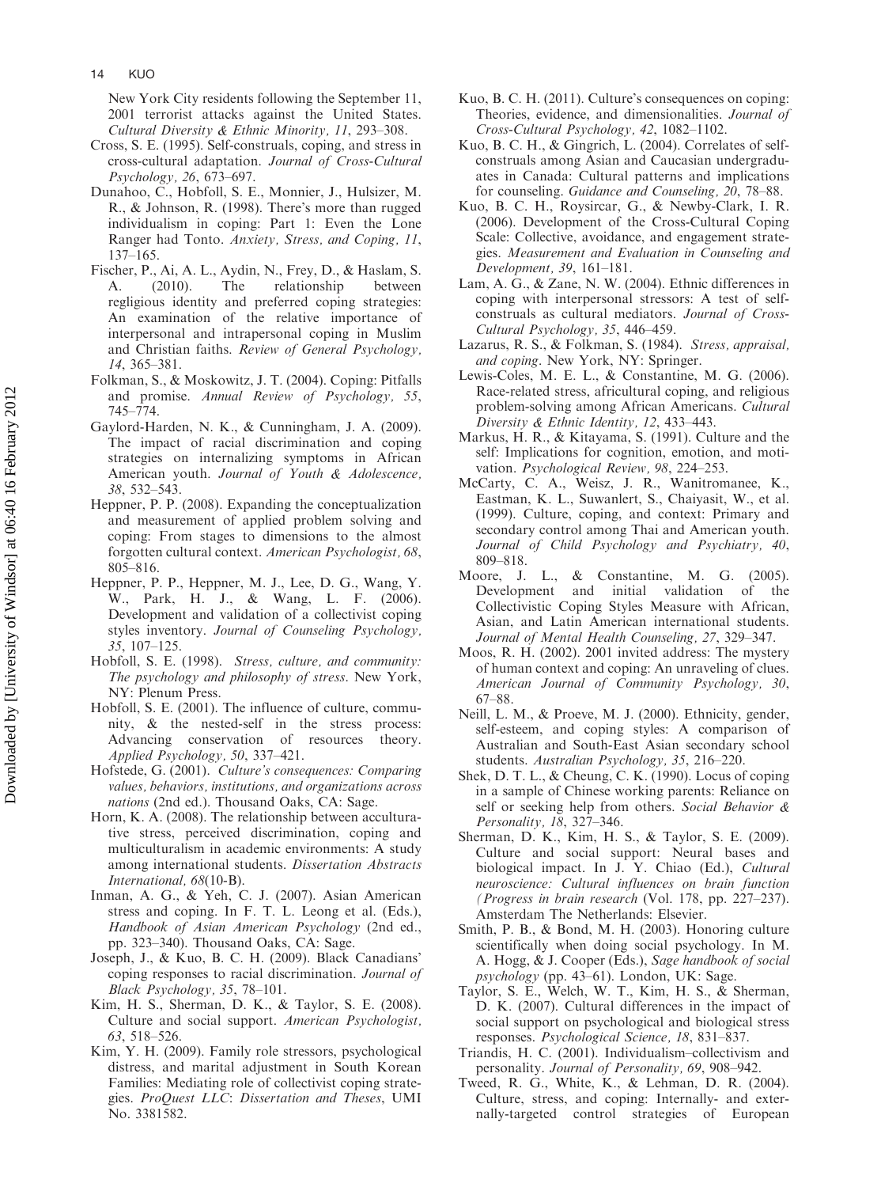New York City residents following the September 11, 2001 terrorist attacks against the United States. *Cultural Diversity & Ethnic Minority, 11*, 293–308.

Cross, S. E. (1995). Self-construals, coping, and stress in cross-cultural adaptation. *Journal of Cross-Cultural Psychology, 26*, 673–697.

Dunahoo, C., Hobfoll, S. E., Monnier, J., Hulsizer, M. R., & Johnson, R. (1998). There's more than rugged individualism in coping: Part 1: Even the Lone Ranger had Tonto. *Anxiety, Stress, and Coping, 11*, 137–165.

Fischer, P., Ai, A. L., Aydin, N., Frey, D., & Haslam, S. A. (2010). The relationship between regligious identity and preferred coping strategies: An examination of the relative importance of interpersonal and intrapersonal coping in Muslim and Christian faiths. *Review of General Psychology, 14*, 365–381.

Folkman, S., & Moskowitz, J. T. (2004). Coping: Pitfalls and promise. *Annual Review of Psychology, 55*, 745–774.

Gaylord-Harden, N. K., & Cunningham, J. A. (2009). The impact of racial discrimination and coping strategies on internalizing symptoms in African American youth. *Journal of Youth & Adolescence, 38*, 532–543.

Heppner, P. P. (2008). Expanding the conceptualization and measurement of applied problem solving and coping: From stages to dimensions to the almost forgotten cultural context. *American Psychologist, 68*, 805–816.

Heppner, P. P., Heppner, M. J., Lee, D. G., Wang, Y. W., Park, H. J., & Wang, L. F. (2006). Development and validation of a collectivist coping styles inventory. *Journal of Counseling Psychology, 35*, 107–125.

Hobfoll, S. E. (1998). *Stress, culture, and community: The psychology and philosophy of stress*. New York, NY: Plenum Press.

Hobfoll, S. E. (2001). The influence of culture, community, & the nested-self in the stress process: Advancing conservation of resources theory. *Applied Psychology, 50*, 337–421.

Hofstede, G. (2001). *Culture's consequences: Comparing values, behaviors, institutions, and organizations across nations* (2nd ed.). Thousand Oaks, CA: Sage.

Horn, K. A. (2008). The relationship between acculturative stress, perceived discrimination, coping and multiculturalism in academic environments: A study among international students. *Dissertation Abstracts International, 68*(10-B).

Inman, A. G., & Yeh, C. J. (2007). Asian American stress and coping. In F. T. L. Leong et al. (Eds.), *Handbook of Asian American Psychology* (2nd ed., pp. 323–340). Thousand Oaks, CA: Sage.

Joseph, J., & Kuo, B. C. H. (2009). Black Canadians' coping responses to racial discrimination. *Journal of Black Psychology, 35*, 78–101.

Kim, H. S., Sherman, D. K., & Taylor, S. E. (2008). Culture and social support. *American Psychologist, 63*, 518–526.

Kim, Y. H. (2009). Family role stressors, psychological distress, and marital adjustment in South Korean Families: Mediating role of collectivist coping strategies. *ProQuest LLC: Dissertation and Theses*, UMI No. 3381582.

Kuo, B. C. H. (2011). Culture's consequences on coping: Theories, evidence, and dimensionalities. *Journal of Cross-Cultural Psychology, 42*, 1082–1102.

Kuo, B. C. H., & Gingrich, L. (2004). Correlates of self-construals among Asian and Caucasian undergraduates in Canada: Cultural patterns and implications for counseling. *Guidance and Counseling, 20*, 78–88.

Kuo, B. C. H., Roysircar, G., & Newby-Clark, I. R. (2006). Development of the Cross-Cultural Coping Scale: Collective, avoidance, and engagement strategies. *Measurement and Evaluation in Counseling and Development, 39*, 161–181.

Lam, A. G., & Zane, N. W. (2004). Ethnic differences in coping with interpersonal stressors: A test of self-construals as cultural mediators. *Journal of Cross-Cultural Psychology, 35*, 446–459.

Lazarus, R. S., & Folkman, S. (1984). *Stress, appraisal, and coping*. New York, NY: Springer.

Lewis-Coles, M. E. L., & Constantine, M. G. (2006). Race-related stress, africultural coping, and religious problem-solving among African Americans. *Cultural Diversity & Ethnic Identity, 12*, 433–443.

Markus, H. R., & Kitayama, S. (1991). Culture and the self: Implications for cognition, emotion, and motivation. *Psychological Review, 98*, 224–253.

McCarty, C. A., Weisz, J. R., Wanitromanee, K., Eastman, K. L., Suwanlert, S., Chaiyasit, W., et al. (1999). Culture, coping, and context: Primary and secondary control among Thai and American youth. *Journal of Child Psychology and Psychiatry, 40*, 809–818.

Moore, J. L., & Constantine, M. G. (2005). Development and initial validation of the Collectivistic Coping Styles Measure with African, Asian, and Latin American international students. *Journal of Mental Health Counseling, 27*, 329–347.

Moos, R. H. (2002). 2001 invited address: The mystery of human context and coping: An unraveling of clues. *American Journal of Community Psychology, 30*, 67–88.

Neill, L. M., & Proeve, M. J. (2000). Ethnicity, gender, self-esteem, and coping styles: A comparison of Australian and South-East Asian secondary school students. *Australian Psychology, 35*, 216–220.

Shek, D. T. L., & Cheung, C. K. (1990). Locus of coping in a sample of Chinese working parents: Reliance on self or seeking help from others. *Social Behavior & Personality, 18*, 327–346.

Sherman, D. K., Kim, H. S., & Taylor, S. E. (2009). Culture and social support: Neural bases and biological impact. In J. Y. Chiao (Ed.), *Cultural neuroscience: Cultural influences on brain function (Progress in brain research* (Vol. 178, pp. 227–237). Amsterdam The Netherlands: Elsevier.

Smith, P. B., & Bond, M. H. (2003). Honoring culture scientifically when doing social psychology. In M. A. Hogg, & J. Cooper (Eds.), *Sage handbook of social psychology* (pp. 43–61). London, UK: Sage.

Taylor, S. E., Welch, W. T., Kim, H. S., & Sherman, D. K. (2007). Cultural differences in the impact of social support on psychological and biological stress responses. *Psychological Science, 18*, 831–837.

Triandis, H. C. (2001). Individualism–collectivism and personality. *Journal of Personality, 69*, 908–942.

Tweed, R. G., White, K., & Lehman, D. R. (2004). Culture, stress, and coping: Internally- and externally-targeted control strategies of European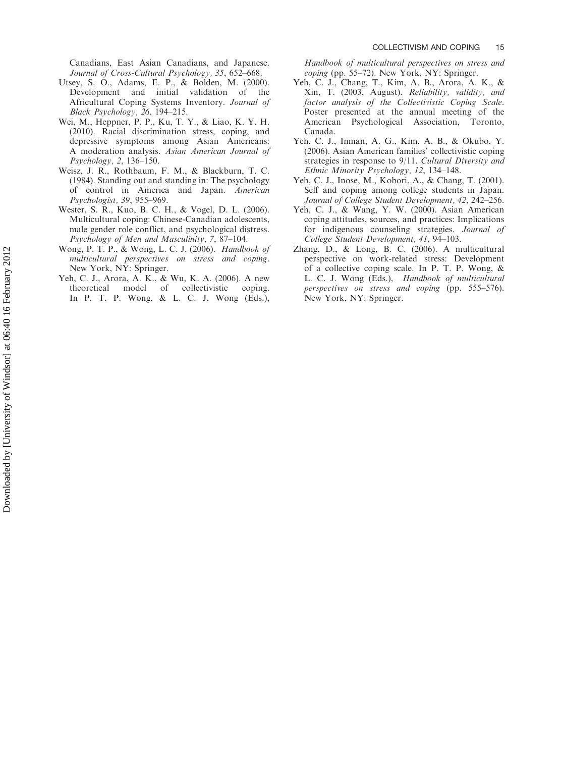Canadians, East Asian Canadians, and Japanese. *Journal of Cross-Cultural Psychology, 35*, 652–668.

Utsey, S. O., Adams, E. P., & Bolden, M. (2000). Development and initial validation of the Africultural Coping Systems Inventory. *Journal of Black Psychology, 26*, 194–215.

Wei, M., Heppner, P. P., Ku, T. Y., & Liao, K. Y. H. (2010). Racial discrimination stress, coping, and depressive symptoms among Asian Americans: A moderation analysis. *Asian American Journal of Psychology, 2*, 136–150.

Weisz, J. R., Rothbaum, F. M., & Blackburn, T. C. (1984). Standing out and standing in: The psychology of control in America and Japan. *American Psychologist, 39*, 955–969.

Wester, S. R., Kuo, B. C. H., & Vogel, D. L. (2006). Multicultural coping: Chinese-Canadian adolescents, male gender role conflict, and psychological distress. *Psychology of Men and Masculinity, 7*, 87–104.

Wong, P. T. P., & Wong, L. C. J. (2006). *Handbook of multicultural perspectives on stress and coping*. New York, NY: Springer.

Yeh, C. J., Arora, A. K., & Wu, K. A. (2006). A new theoretical model of collectivistic coping. In P. T. P. Wong, & L. C. J. Wong (Eds.), *Handbook of multicultural perspectives on stress and coping* (pp. 55–72). New York, NY: Springer.

Yeh, C. J., Chang, T., Kim, A. B., Arora, A. K., & Xin, T. (2003, August). *Reliability, validity, and factor analysis of the Collectivistic Coping Scale*. Poster presented at the annual meeting of the American Psychological Association, Toronto, Canada.

Yeh, C. J., Inman, A. G., Kim, A. B., & Okubo, Y. (2006). Asian American families' collectivistic coping strategies in response to 9/11. *Cultural Diversity and Ethnic Minority Psychology, 12*, 134–148.

Yeh, C. J., Inose, M., Kobori, A., & Chang, T. (2001). Self and coping among college students in Japan. *Journal of College Student Development, 42*, 242–256.

Yeh, C. J., & Wang, Y. W. (2000). Asian American coping attitudes, sources, and practices: Implications for indigenous counseling strategies. *Journal of College Student Development, 41*, 94–103.

Zhang, D., & Long, B. C. (2006). A multicultural perspective on work-related stress: Development of a collective coping scale. In P. T. P. Wong, & L. C. J. Wong (Eds.), *Handbook of multicultural perspectives on stress and coping* (pp. 555–576). New York, NY: Springer.